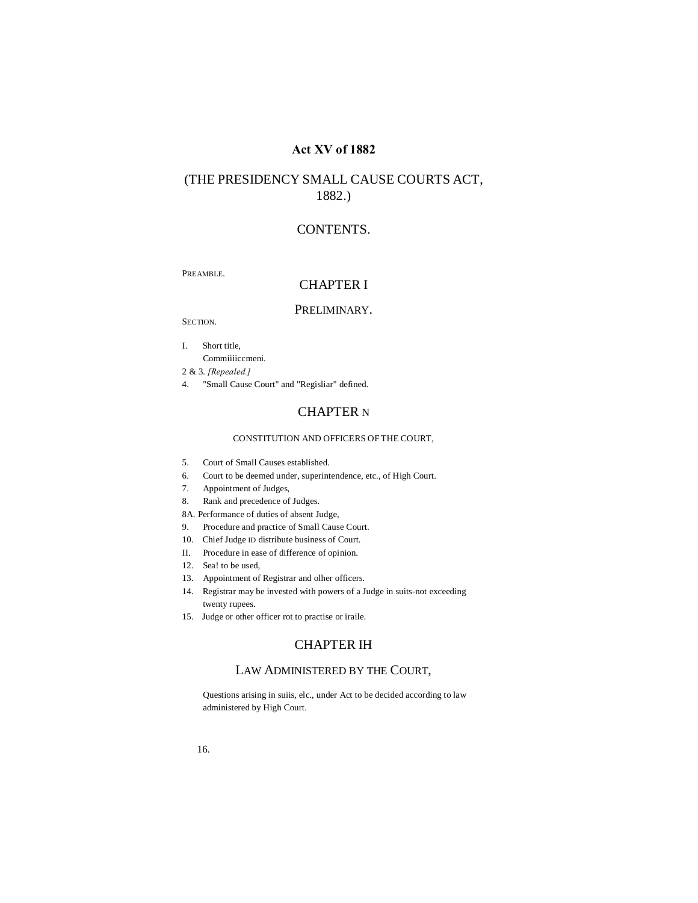# Act XV of 1882

## (THE PRESIDENCY SMALL CAUSE COURTS ACT, 1882.)

## CONTENTS.

PREAMBLE.

## CHAPTER I

### PRELIMINARY.

SECTION.

I. Short title,
   Commiiiiccmeni.

2 & 3. *[Repealed.]*

4. "Small Cause Court" and "Regisliar" defined.

## CHAPTER N

### CONSTITUTION AND OFFICERS OF THE COURT,

5. Court of Small Causes established.
6. Court to be deemed under, superintendence, etc., of High Court.
7. Appointment of Judges,
8. Rank and precedence of Judges.

8A. Performance of duties of absent Judge,

9. Procedure and practice of Small Cause Court.
10. Chief Judge ID distribute business of Court.

II. Procedure in ease of difference of opinion.

12. Sea! to be used,
13. Appointment of Registrar and olher officers.
14. Registrar may be invested with powers of a Judge in suits-not exceeding twenty rupees.
15. Judge or other officer rot to practise or iraile.

## CHAPTER IH

### LAW ADMINISTERED BY THE COURT,

16. Questions arising in suiis, elc., under Act to be decided according to law administered by High Court.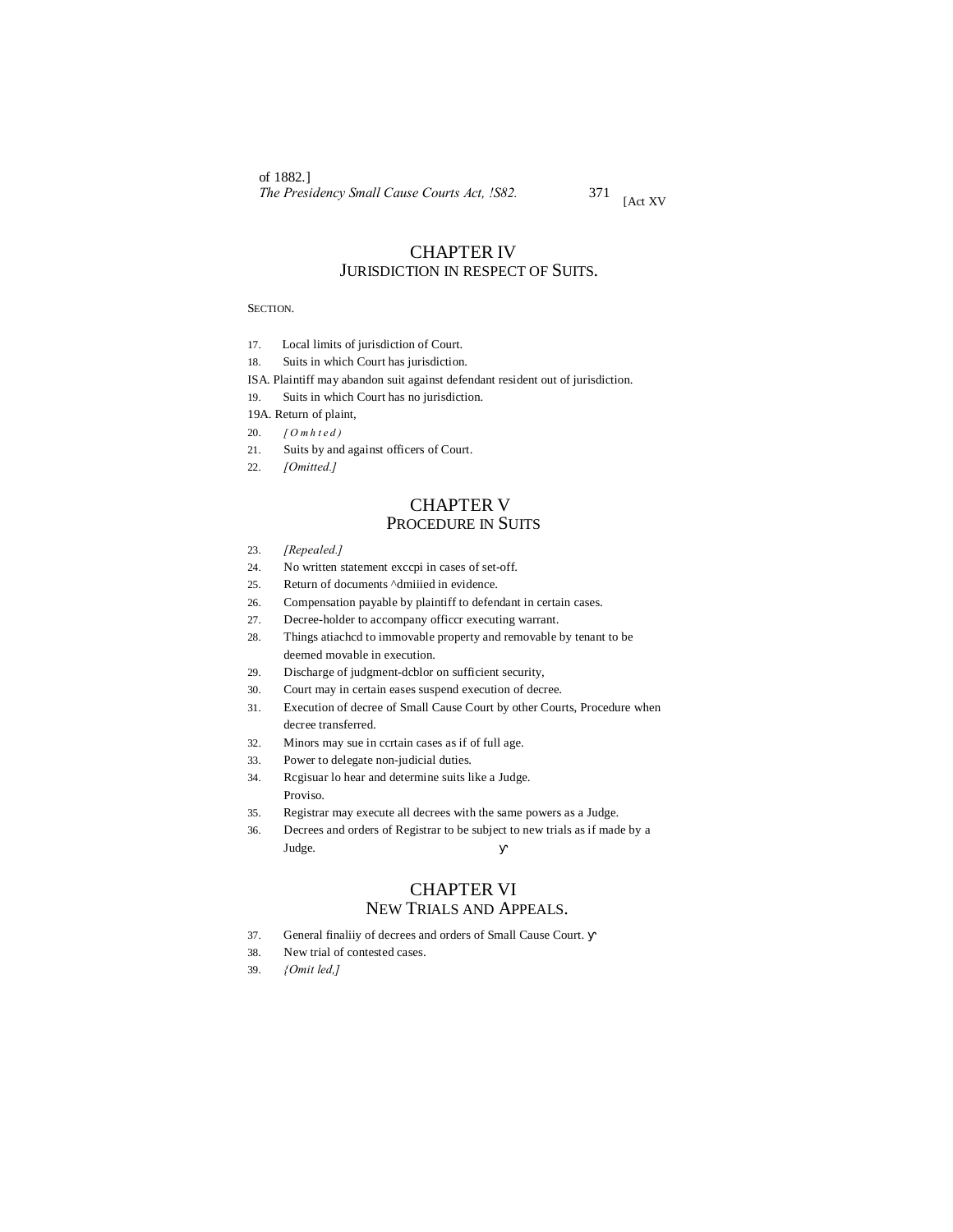## CHAPTER IV
### JURISDICTION IN RESPECT OF SUITS.

SECTION.

17. Local limits of jurisdiction of Court.
18. Suits in which Court has jurisdiction.

ISA. Plaintiff may abandon suit against defendant resident out of jurisdiction.

19. Suits in which Court has no jurisdiction.

19A. Return of plaint,

20. *[Omhted)*
21. Suits by and against officers of Court.
22. *[Omitted.]*

## CHAPTER V
### PROCEDURE IN SUITS

23. *[Repealed.]*
24. No written statement exccpi in cases of set-off.
25. Return of documents ^dmiiied in evidence.
26. Compensation payable by plaintiff to defendant in certain cases.
27. Decree-holder to accompany officcr executing warrant.
28. Things atiachcd to immovable property and removable by tenant to be deemed movable in execution.
29. Discharge of judgment-dcblor on sufficient security,
30. Court may in certain eases suspend execution of decree.
31. Execution of decree of Small Cause Court by other Courts, Procedure when decree transferred.
32. Minors may sue in ccrtain cases as if of full age.
33. Power to delegate non-judicial duties.
34. Rcgisuar lo hear and determine suits like a Judge.
    Proviso.
35. Registrar may execute all decrees with the same powers as a Judge.
36. Decrees and orders of Registrar to be subject to new trials as if made by a Judge.

## CHAPTER VI
### NEW TRIALS AND APPEALS.

37. General finaliiy of decrees and orders of Small Cause Court.
38. New trial of contested cases.
39. *{Omit led,]*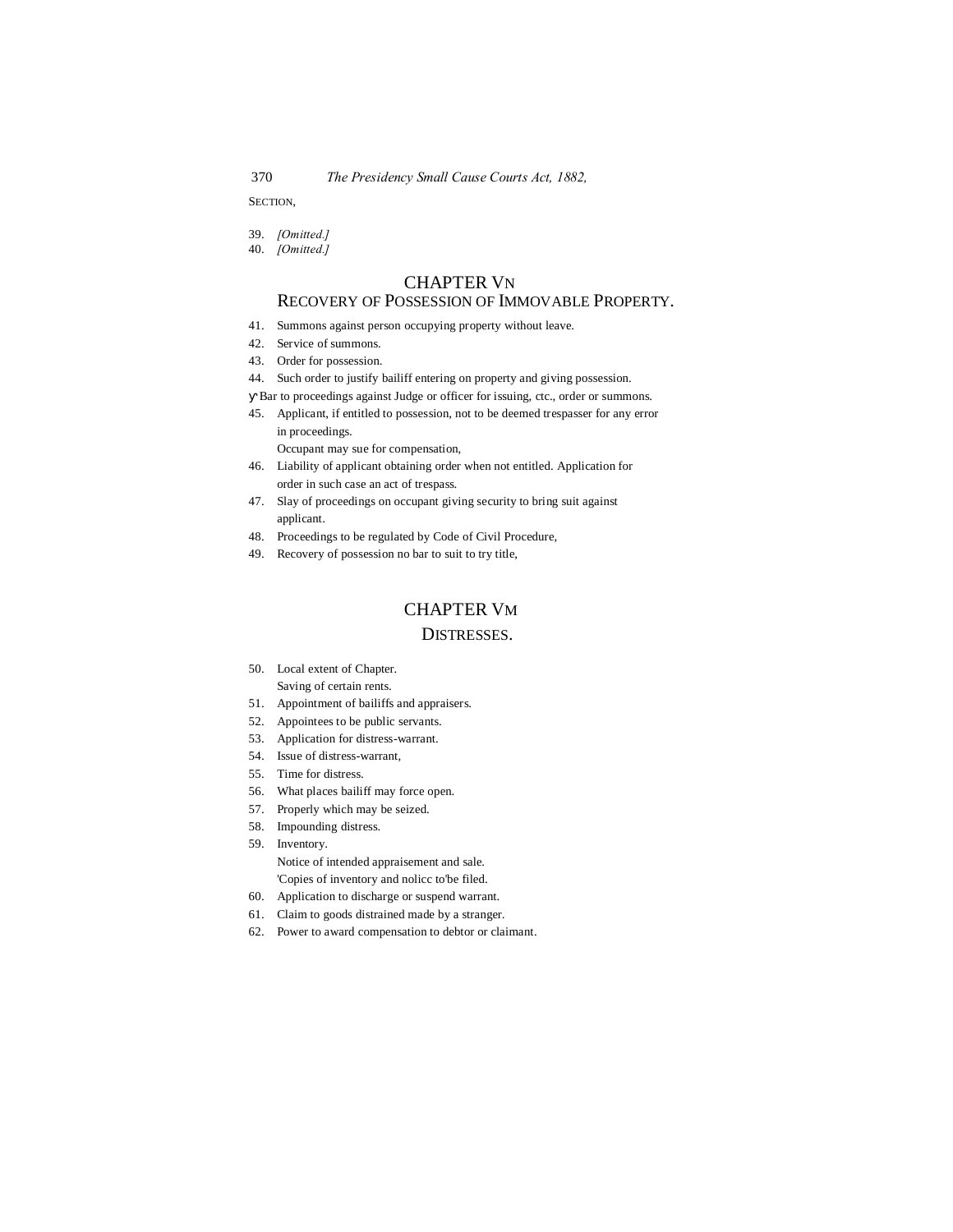SECTION,

39. *[Omitted.]*
40. *[Omitted.]*

## CHAPTER Vn
## RECOVERY OF POSSESSION OF IMMOVABLE PROPERTY.

41. Summons against person occupying property without leave.
42. Service of summons.
43. Order for possession.
44. Such order to justify bailiff entering on property and giving possession.

ү Bar to proceedings against Judge or officer for issuing, ctc., order or summons.

45. Applicant, if entitled to possession, not to be deemed trespasser for any error in proceedings.
    Occupant may sue for compensation,
46. Liability of applicant obtaining order when not entitled. Application for order in such case an act of trespass.
47. Slay of proceedings on occupant giving security to bring suit against applicant.
48. Proceedings to be regulated by Code of Civil Procedure,
49. Recovery of possession no bar to suit to try title,

## CHAPTER Vm
## DISTRESSES.

50. Local extent of Chapter.
    Saving of certain rents.
51. Appointment of bailiffs and appraisers.
52. Appointees to be public servants.
53. Application for distress-warrant.
54. Issue of distress-warrant,
55. Time for distress.
56. What places bailiff may force open.
57. Properly which may be seized.
58. Impounding distress.
59. Inventory.
    Notice of intended appraisement and sale.
    'Copies of inventory and nolicc to'be filed.
60. Application to discharge or suspend warrant.
61. Claim to goods distrained made by a stranger.
62. Power to award compensation to debtor or claimant.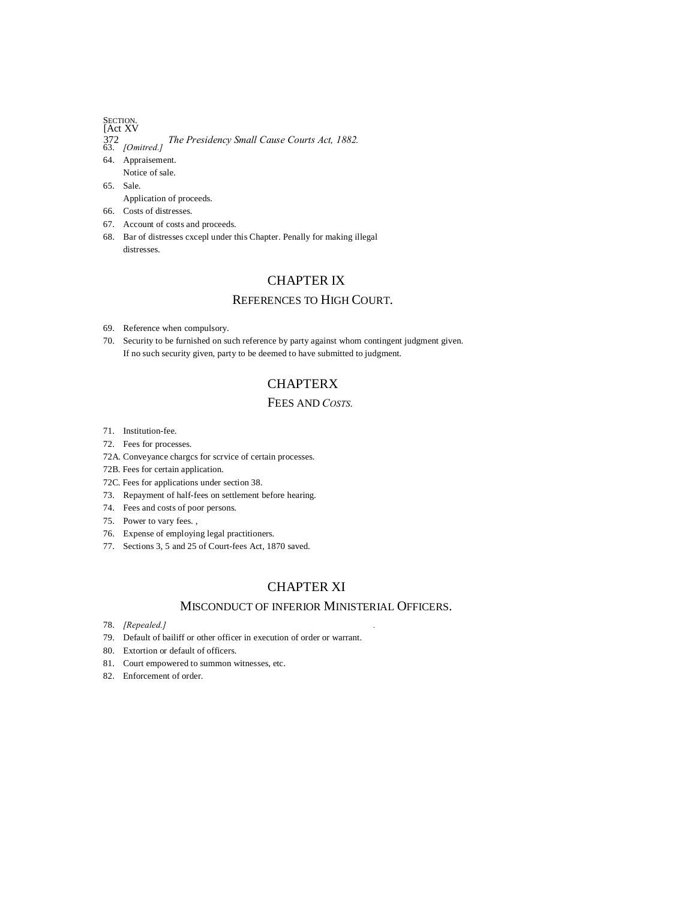SECTION.

63. *[Omitred.]*
64. Appraisement.
    Notice of sale.
65. Sale.
    Application of proceeds.
66. Costs of distresses.
67. Account of costs and proceeds.
68. Bar of distresses cxcepl under this Chapter. Penally for making illegal distresses.

## CHAPTER IX

### REFERENCES TO HIGH COURT.

69. Reference when compulsory.
70. Security to be furnished on such reference by party against whom contingent judgment given.
    If no such security given, party to be deemed to have submitted to judgment.

## CHAPTERX

### FEES AND *COSTS.*

71. Institution-fee.
72. Fees for processes.

72A. Conveyance chargcs for scrvice of certain processes.

72B. Fees for certain application.

72C. Fees for applications under section 38.

73. Repayment of half-fees on settlement before hearing.
74. Fees and costs of poor persons.
75. Power to vary fees. ,
76. Expense of employing legal practitioners.
77. Sections 3, 5 and 25 of Court-fees Act, 1870 saved.

## CHAPTER XI

### MISCONDUCT OF INFERIOR MINISTERIAL OFFICERS.

78. *[Repealed.]*
79. Default of bailiff or other officer in execution of order or warrant.
80. Extortion or default of officers.
81. Court empowered to summon witnesses, etc.
82. Enforcement of order.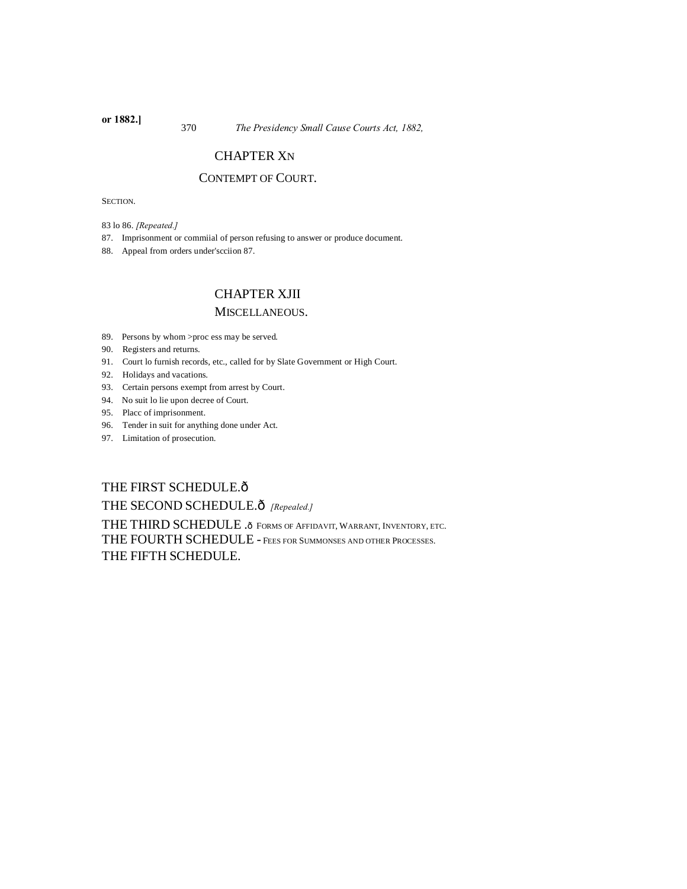## CHAPTER XN

### CONTEMPT OF COURT.

SECTION.

83 lo 86. *[Repeated.]*

87. Imprisonment or commiial of person refusing to answer or produce document.
88. Appeal from orders under'scciion 87.

## CHAPTER XJII

### MISCELLANEOUS.

89. Persons by whom >proc ess may be served.
90. Registers and returns.
91. Court lo furnish records, etc., called for by Slate Government or High Court.
92. Holidays and vacations.
93. Certain persons exempt from arrest by Court.
94. No suit lo lie upon decree of Court.
95. Placc of imprisonment.
96. Tender in suit for anything done under Act.
97. Limitation of prosecution.

THE FIRST SCHEDULE.ð

THE SECOND SCHEDULE.ð *[Repealed.]*

THE THIRD SCHEDULE .ð FORMS OF AFFIDAVIT, WARRANT, INVENTORY, ETC.

THE FOURTH SCHEDULE - FEES FOR SUMMONSES AND OTHER PROCESSES.

THE FIFTH SCHEDULE.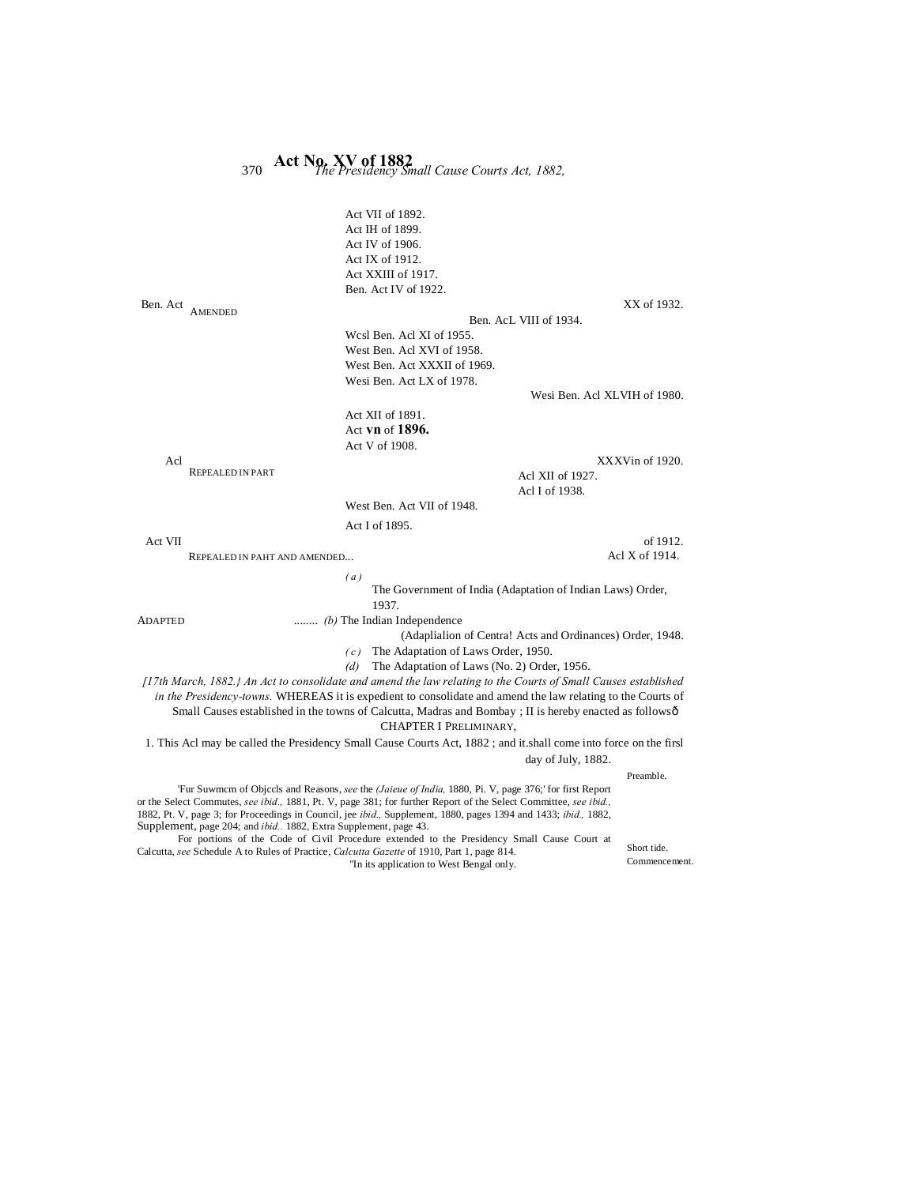# Act No. XV of 1882

*The Presidency Small Cause Courts Act, 1882,*

Ben. Act AMENDED
- Act VII of 1892.
- Act IH of 1899.
- Act IV of 1906.
- Act IX of 1912.
- Act XXIII of 1917.
- Ben. Act IV of 1922.
- XX of 1932.
- Ben. AcL VIII of 1934.
- Wcsl Ben. Acl XI of 1955.
- West Ben. Acl XVI of 1958.
- West Ben. Act XXXII of 1969.
- Wesi Ben. Act LX of 1978.
- Wesi Ben. Acl XLVIH of 1980.

Acl REPEALED IN PART
- Act XII of 1891.
- Act **vn** of **1896.**
- Act V of 1908.
- XXXVin of 1920.
- Acl XII of 1927.
- Acl I of 1938.
- West Ben. Act VII of 1948.

Act VII REPEALED IN PAHT AND AMENDED...
- Act I of 1895.
- of 1912.
- Acl X of 1914.

ADAPTED ........
- *(a)* The Government of India (Adaptation of Indian Laws) Order, 1937.
- *(b)* The Indian Independence (Adaplialion of Centra! Acts and Ordinances) Order, 1948.
- *(c)* The Adaptation of Laws Order, 1950.
- *(d)* The Adaptation of Laws (No. 2) Order, 1956.

*[17th March, 1882.} An Act to consolidate and amend the law relating to the Courts of Small Causes established in the Presidency-towns.* WHEREAS it is expedient to consolidate and amend the law relating to the Courts of Small Causes established in the towns of Calcutta, Madras and Bombay ; II is hereby enacted as followsô

Preamble.

## CHAPTER I PRELIMINARY,

Short tide. Commencement.

1. This Acl may be called the Presidency Small Cause Courts Act, 1882 ; and it.shall come into force on the firsl day of July, 1882.

'Fur Suwmcm of Objccls and Reasons, *see* the *(Jaieue of India,* 1880, Pi. V, page 376;' for first Report or the Select Commutes, *see ibid.,* 1881, Pt. V, page 381; for further Report of the Select Committee, *see ibid.,* 1882, Pt. V, page 3; for Proceedings in Council, jee *ibid.,* Supplement, 1880, pages 1394 and 1433; *ibid.,* 1882, Supplement, page 204; and *ibid..* 1882, Extra Supplement, page 43.

For portions of the Code of Civil Procedure extended to the Presidency Small Cause Court at Calcutta, *see* Schedule A to Rules of Practice, *Calcutta Gazette* of 1910, Part 1, page 814.

"In its application to West Bengal only.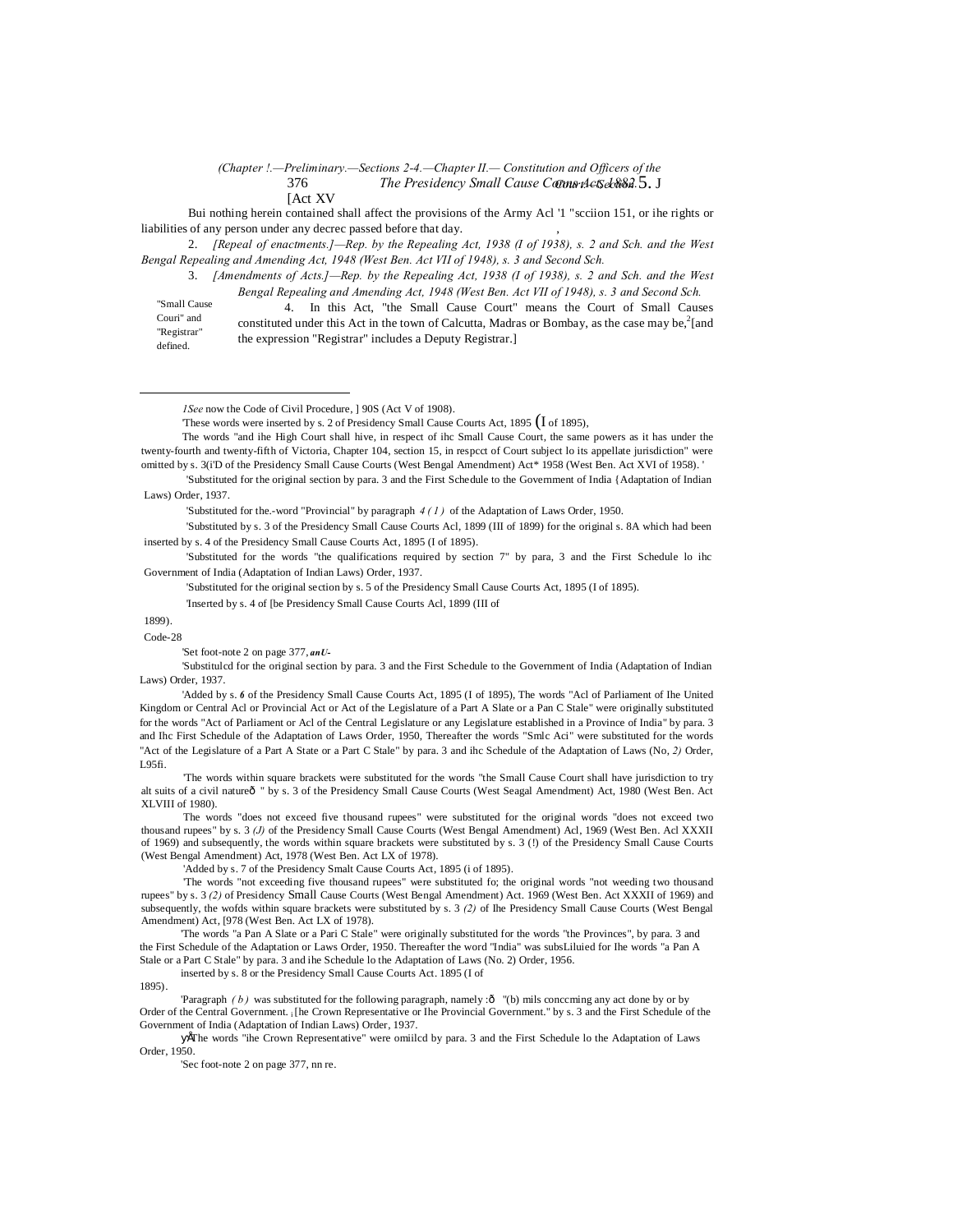*(Chapter !.—Preliminary.—Sections 2-4.—Chapter II.— Constitution and Officers of the Court.—Section 5.)*

Bui nothing herein contained shall affect the provisions of the Army Acl '1 "scciion 151, or ihe rights or liabilities of any person under any decrec passed before that day.

2. *[Repeal of enactments.]—Rep. by the Repealing Act, 1938 (I of 1938), s. 2 and Sch. and the West Bengal Repealing and Amending Act, 1948 (West Ben. Act VII of 1948), s. 3 and Second Sch.*

3. *[Amendments of Acts.]—Rep. by the Repealing Act, 1938 (I of 1938), s. 2 and Sch. and the West Bengal Repealing and Amending Act, 1948 (West Ben. Act VII of 1948), s. 3 and Second Sch.*

"Small Cause Couri" and "Registrar" defined.

4. In this Act, "the Small Cause Court" means the Court of Small Causes constituted under this Act in the town of Calcutta, Madras or Bombay, as the case may be,[2][and the expression "Registrar" includes a Deputy Registrar.]

---

*1See* now the Code of Civil Procedure, ] 90S (Act V of 1908).

'These words were inserted by s. 2 of Presidency Small Cause Courts Act, 1895 (I of 1895),

The words "and ihe High Court shall hive, in respect of ihc Small Cause Court, the same powers as it has under the twenty-fourth and twenty-fifth of Victoria, Chapter 104, section 15, in respcct of Court subject lo its appellate jurisdiction" were omitted by s. 3(i'D of the Presidency Small Cause Courts (West Bengal Amendment) Act* 1958 (West Ben. Act XVI of 1958). '

'Substituted for the original section by para. 3 and the First Schedule to the Government of India {Adaptation of Indian Laws) Order, 1937.

'Substituted for the.-word "Provincial" by paragraph *4 ( 1 )* of the Adaptation of Laws Order, 1950.

'Substituted by s. 3 of the Presidency Small Cause Courts Acl, 1899 (III of 1899) for the original s. 8A which had been inserted by s. 4 of the Presidency Small Cause Courts Act, 1895 (I of 1895).

'Substituted for the words "the qualifications required by section 7" by para, 3 and the First Schedule lo ihc Government of India (Adaptation of Indian Laws) Order, 1937.

'Substituted for the original section by s. 5 of the Presidency Small Cause Courts Act, 1895 (I of 1895).

'Inserted by s. 4 of [be Presidency Small Cause Courts Acl, 1899 (III of 1899).

Code-28

'Set foot-note 2 on page 377, ***anU-***

'Substitulcd for the original section by para. 3 and the First Schedule to the Government of India (Adaptation of Indian Laws) Order, 1937.

'Added by s. ***6*** of the Presidency Small Cause Courts Act, 1895 (I of 1895), The words "Acl of Parliament of Ihe United Kingdom or Central Acl or Provincial Act or Act of the Legislature of a Part A Slate or a Pan C Stale" were originally substituted for the words "Act of Parliament or Acl of the Central Legislature or any Legislature established in a Province of India" by para. 3 and Ihc First Schedule of the Adaptation of Laws Order, 1950, Thereafter the words "Smlc Aci" were substituted for the words "Act of the Legislature of a Part A State or a Part C Stale" by para. 3 and ihc Schedule of the Adaptation of Laws (No, *2)* Order, L95fi.

'The words within square brackets were substituted for the words "the Small Cause Court shall have jurisdiction to try alt suits of a civil natureð " by s. 3 of the Presidency Small Cause Courts (West Seagal Amendment) Act, 1980 (West Ben. Act XLVIII of 1980).

The words "does not exceed five thousand rupees" were substituted for the original words "does not exceed two thousand rupees" by s. 3 *(J)* of the Presidency Small Cause Courts (West Bengal Amendment) Acl, 1969 (West Ben. Acl XXXII of 1969) and subsequently, the words within square brackets were substituted by s. 3 (!) of the Presidency Small Cause Courts (West Bengal Amendment) Act, 1978 (West Ben. Act LX of 1978).

'Added by s. 7 of the Presidency Smalt Cause Courts Act, 1895 (i of 1895).

'The words "not exceeding five thousand rupees" were substituted fo; the original words "not weeding two thousand rupees" by s. 3 *(2)* of Presidency Small Cause Courts (West Bengal Amendment) Act. 1969 (West Ben. Act XXXII of 1969) and subsequently, the wofds within square brackets were substituted by s. 3 *(2)* of Ihe Presidency Small Cause Courts (West Bengal Amendment) Act, [978 (West Ben. Act LX of 1978).

'The words "a Pan A Slate or a Pari C Stale" were originally substituted for the words "the Provinces", by para. 3 and the First Schedule of the Adaptation or Laws Order, 1950. Thereafter the word "India" was subsLiluied for Ihe words "a Pan A Stale or a Part C Stale" by para. 3 and ihe Schedule lo the Adaptation of Laws (No. 2) Order, 1956.

inserted by s. 8 or the Presidency Small Cause Courts Act. 1895 (I of 1895).

'Paragraph *( b )* was substituted for the following paragraph, namely :ð "(b) mils conccming any act done by or by Order of the Central Government. ¡[he Crown Representative or Ihe Provincial Government." by s. 3 and the First Schedule of the Government of India (Adaptation of Indian Laws) Order, 1937.

ÿÅThe words "ihe Crown Representative" were omiilcd by para. 3 and the First Schedule lo the Adaptation of Laws Order, 1950.

'Sec foot-note 2 on page 377, nn re.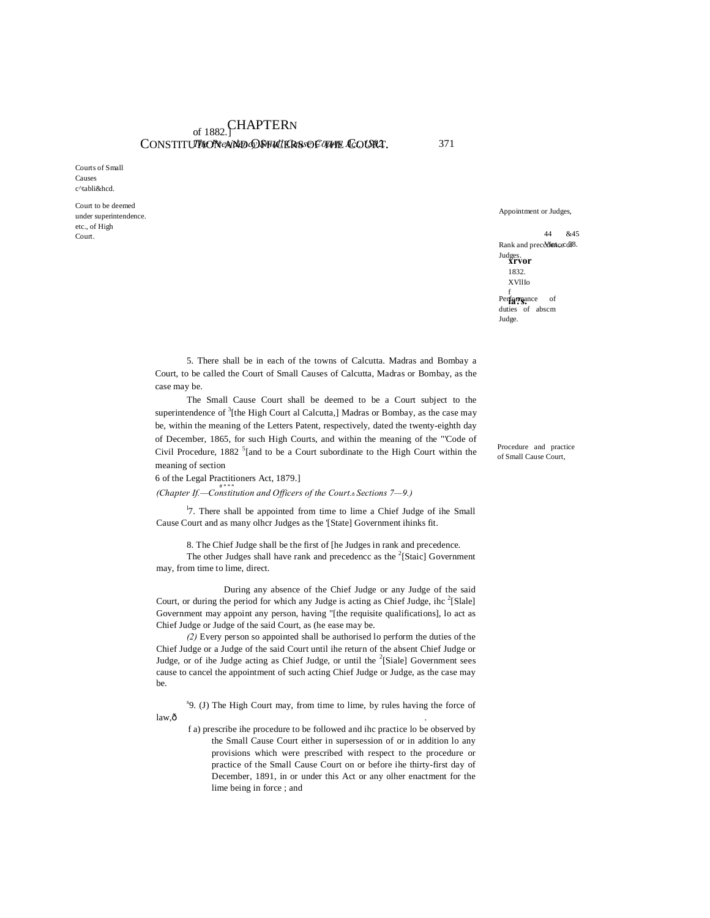# CHAPTER II

## CONSTITUTION AND OFFICERS OF THE COURT.

5. There shall be in each of the towns of Calcutta. Madras and Bombay a Court, to be called the Court of Small Causes of Calcutta, Madras or Bombay, as the case may be.

Courts of Small Causes c^tabli&hcd.

The Small Cause Court shall be deemed to be a Court subject to the superintendence of [3][the High Court al Calcutta,] Madras or Bombay, as the case may be, within the meaning of the Letters Patent, respectively, dated the twenty-eighth day of December, 1865, for such High Courts, and within the meaning of the '"Code of Civil Procedure, 1882 [5][and to be a Court subordinate to the High Court within the meaning of section 6 of the Legal Practitioners Act, 1879.]

Court to be deemed under superintendence. etc., of High Court.

\* \* \* \*

*(Chapter II.—Constitution and Officers of the Court. Sections 7—9.)*

[1]7. There shall be appointed from time to lime a Chief Judge of ihe Small Cause Court and as many olhcr Judges as the '[State] Government ihinks fit.

Appointment or Judges,

44 &45 Vict., c. 58.

8. The Chief Judge shall be the first of [he Judges in rank and precedence.

Rank and precedence of Judges.

The other Judges shall have rank and precedencc as the [2][Staic] Government may, from time to lime, direct.

XVII of 1832.

During any absence of the Chief Judge or any Judge of the said Court, or during the period for which any Judge is acting as Chief Judge, ihc [2][Slale] Government may appoint any person, having "[the requisite qualifications], lo act as Chief Judge or Judge of the said Court, as (he ease may be.

Performance of duties of abscm Judge.

*(2)* Every person so appointed shall be authorised lo perform the duties of the Chief Judge or a Judge of the said Court until ihe return of the absent Chief Judge or Judge, or of ihe Judge acting as Chief Judge, or until the [2][Siale] Government sees cause to cancel the appointment of such acting Chief Judge or Judge, as the case may be.

[s]9. (J) The High Court may, from time to lime, by rules having the force of law,—

Procedure and practice of Small Cause Court,

(a) prescribe ihe procedure to be followed and ihc practice lo be observed by the Small Cause Court either in supersession of or in addition lo any provisions which were prescribed with respect to the procedure or practice of the Small Cause Court on or before ihe thirty-first day of December, 1891, in or under this Act or any olher enactment for the lime being in force ; and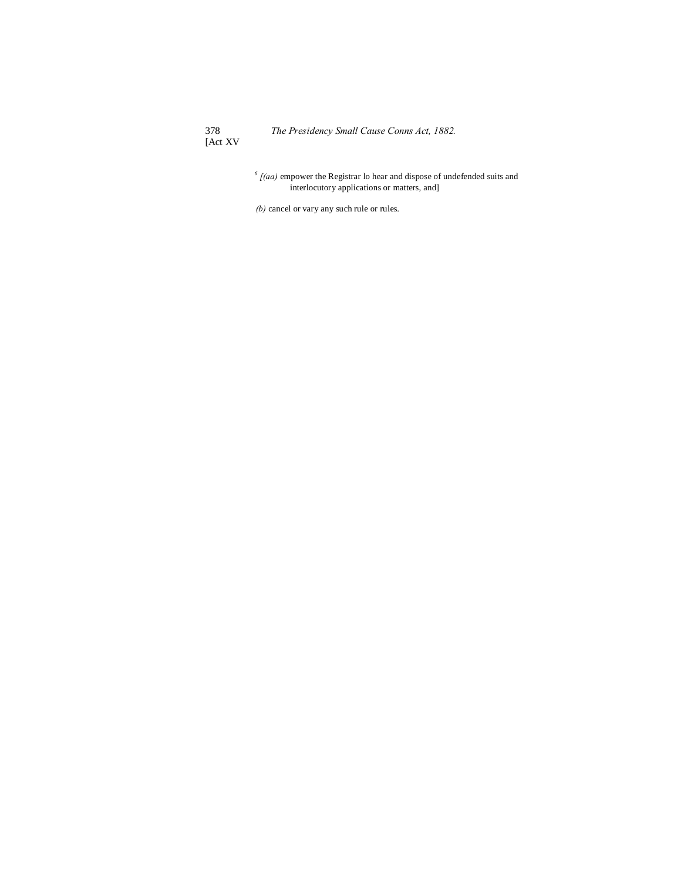[6] [*(aa)* empower the Registrar lo hear and dispose of undefended suits and interlocutory applications or matters, and]

*(b)* cancel or vary any such rule or rules.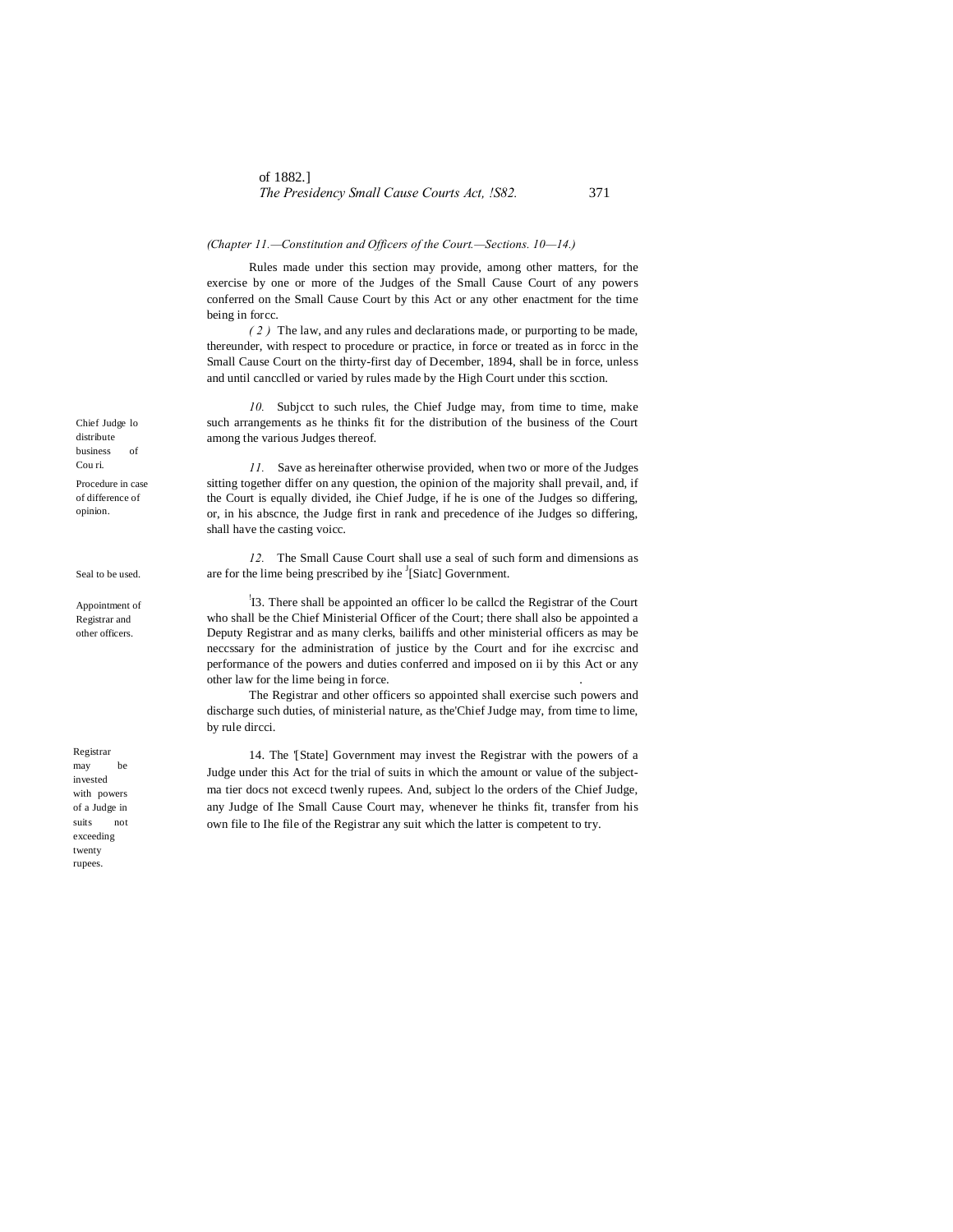*(Chapter 11.—Constitution and Officers of the Court.—Sections. 10—14.)*

Rules made under this section may provide, among other matters, for the exercise by one or more of the Judges of the Small Cause Court of any powers conferred on the Small Cause Court by this Act or any other enactment for the time being in forcc.

*( 2 )* The law, and any rules and declarations made, or purporting to be made, thereunder, with respect to procedure or practice, in force or treated as in forcc in the Small Cause Court on the thirty-first day of December, 1894, shall be in force, unless and until canccllcd or varied by rules made by the High Court under this scction.

Chief Judge lo distribute business of Cou ri.

*10.* Subjcct to such rules, the Chief Judge may, from time to time, make such arrangements as he thinks fit for the distribution of the business of the Court among the various Judges thereof.

Procedure in case of difference of opinion.

*11.* Save as hereinafter otherwise provided, when two or more of the Judges sitting together differ on any question, the opinion of the majority shall prevail, and, if the Court is equally divided, ihe Chief Judge, if he is one of the Judges so differing, or, in his abscnce, the Judge first in rank and precedence of ihe Judges so differing, shall have the casting voicc.

Seal to be used.

*12.* The Small Cause Court shall use a seal of such form and dimensions as are for the lime being prescribed by ihe [J][Siatc] Government.

Appointment of Registrar and other officers.

[!]I3. There shall be appointed an officer lo be callcd the Registrar of the Court who shall be the Chief Ministerial Officer of the Court; there shall also be appointed a Deputy Registrar and as many clerks, bailiffs and other ministerial officers as may be neccssary for the administration of justice by the Court and for ihe excrcisc and performance of the powers and duties conferred and imposed on ii by this Act or any other law for the lime being in force.

The Registrar and other officers so appointed shall exercise such powers and discharge such duties, of ministerial nature, as the'Chief Judge may, from time to lime, by rule dircci.

Registrar may be invested with powers of a Judge in suits not exceeding twenty rupees.

14. The '[State] Government may invest the Registrar with the powers of a Judge under this Act for the trial of suits in which the amount or value of the subject-ma tier docs not excecd twenly rupees. And, subject lo the orders of the Chief Judge, any Judge of Ihe Small Cause Court may, whenever he thinks fit, transfer from his own file to Ihe file of the Registrar any suit which the latter is competent to try.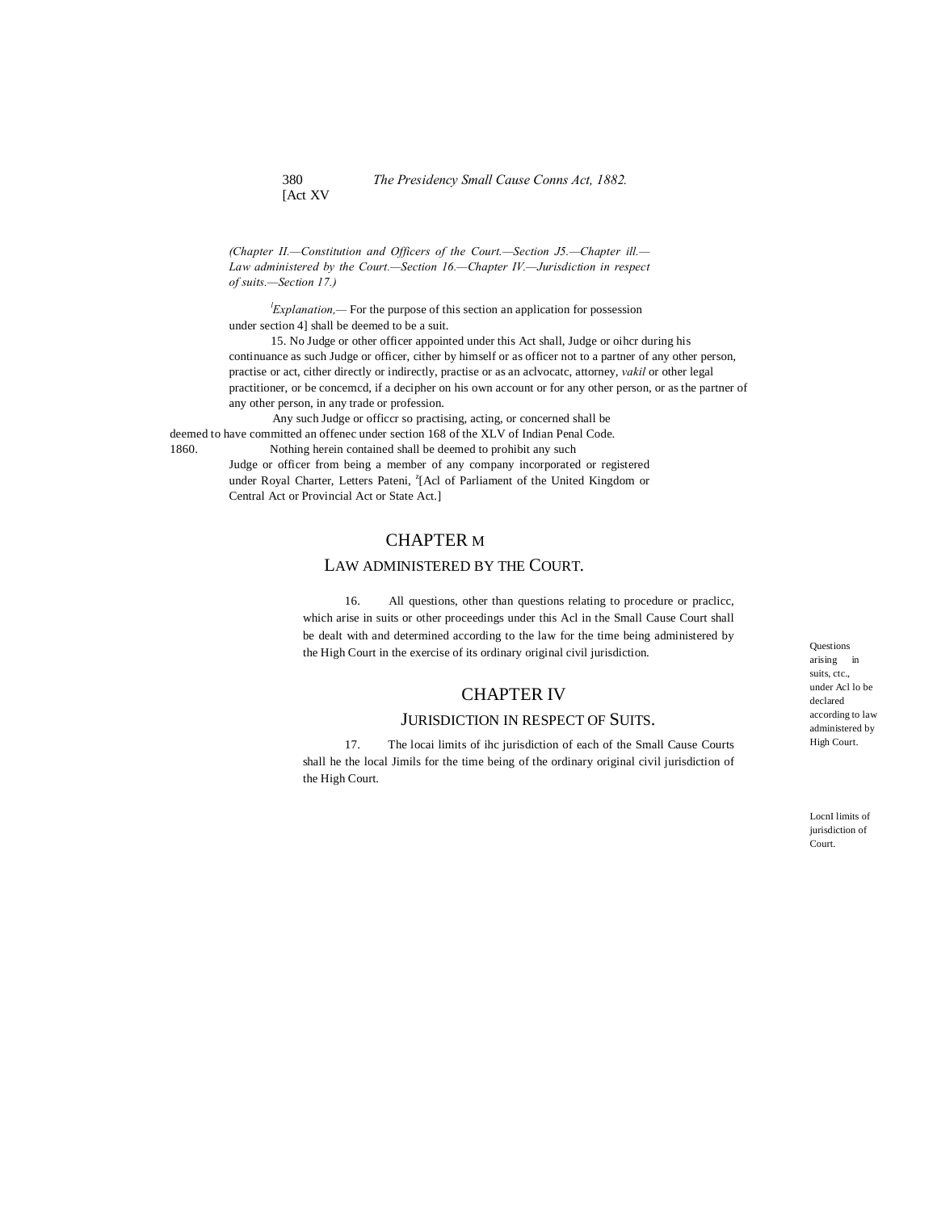(Chapter II.—Constitution and Officers of the Court.—Section J5.—Chapter ill.—Law administered by the Court.—Section 16.—Chapter IV.—Jurisdiction in respect of suits.—Section 17.)

[1]*Explanation,*— For the purpose of this section an application for possession under section 4] shall be deemed to be a suit.

15. No Judge or other officer appointed under this Act shall, Judge or oihcr during his continuance as such Judge or officer, cither by himself or as officer not to a partner of any other person, practise or act, cither directly or indirectly, practise or as an aclvocatc, attorney, *vakil* or other legal practitioner, or be concemcd, if a decipher on his own account or for any other person, or as the partner of any other person, in any trade or profession.

Any such Judge or officcr so practising, acting, or concerned shall be deemed to have committed an offenec under section 168 of the XLV of Indian Penal Code. 1860.

Nothing herein contained shall be deemed to prohibit any such Judge or officer from being a member of any company incorporated or registered under Royal Charter, Letters Pateni, [2][Acl of Parliament of the United Kingdom or Central Act or Provincial Act or State Act.]

## CHAPTER M

### LAW ADMINISTERED BY THE COURT.

Questions arising in suits, ctc., under Acl lo be declared according to law administered by High Court.

16. All questions, other than questions relating to procedure or praclicc, which arise in suits or other proceedings under this Acl in the Small Cause Court shall be dealt with and determined according to the law for the time being administered by the High Court in the exercise of its ordinary original civil jurisdiction.

## CHAPTER IV

### JURISDICTION IN RESPECT OF SUITS.

LocnI limits of jurisdiction of Court.

17. The locai limits of ihc jurisdiction of each of the Small Cause Courts shall he the local Jimils for the time being of the ordinary original civil jurisdiction of the High Court.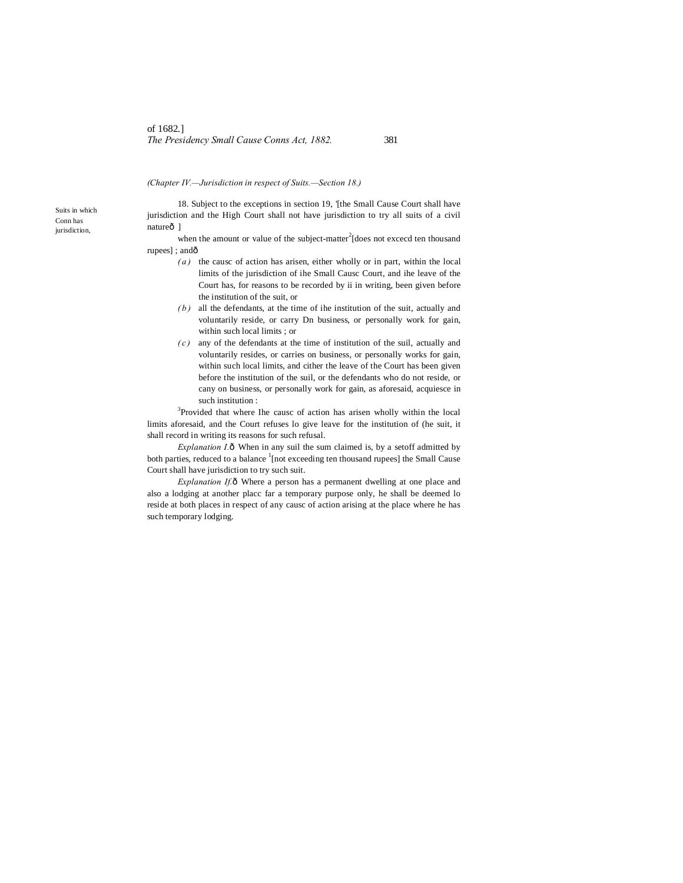*(Chapter IV.—Jurisdiction in respect of Suits.—Section 18.)*

Suits in which Conn has jurisdiction,

18. Subject to the exceptions in section 19, '[the Small Cause Court shall have jurisdiction and the High Court shall not have jurisdiction to try all suits of a civil natureô ]

when the amount or value of the subject-matter[2][does not excecd ten thousand rupees] ; andô

*(a)* the causc of action has arisen, either wholly or in part, within the local limits of the jurisdiction of ihe Small Causc Court, and ihe leave of the Court has, for reasons to be recorded by ii in writing, been given before the institution of the suit, or

*(b)* all the defendants, at the time of ihe institution of the suit, actually and voluntarily reside, or carry Dn business, or personally work for gain, within such local limits ; or

*(c)* any of the defendants at the time of institution of the suil, actually and voluntarily resides, or carries on business, or personally works for gain, within such local limits, and cither the leave of the Court has been given before the institution of the suil, or the defendants who do not reside, or cany on business, or personally work for gain, as aforesaid, acquiesce in such institution :

[3]Provided that where Ihe causc of action has arisen wholly within the local limits aforesaid, and the Court refuses lo give leave for the institution of (he suit, it shall record in writing its reasons for such refusal.

*Explanation I.*ô When in any suil the sum claimed is, by a setoff admitted by both parties, reduced to a balance [1][not exceeding ten thousand rupees] the Small Cause Court shall have jurisdiction to try such suit.

*Explanation If.*ô Where a person has a permanent dwelling at one place and also a lodging at another placc far a temporary purpose only, he shall be deemed lo reside at both places in respect of any causc of action arising at the place where he has such temporary lodging.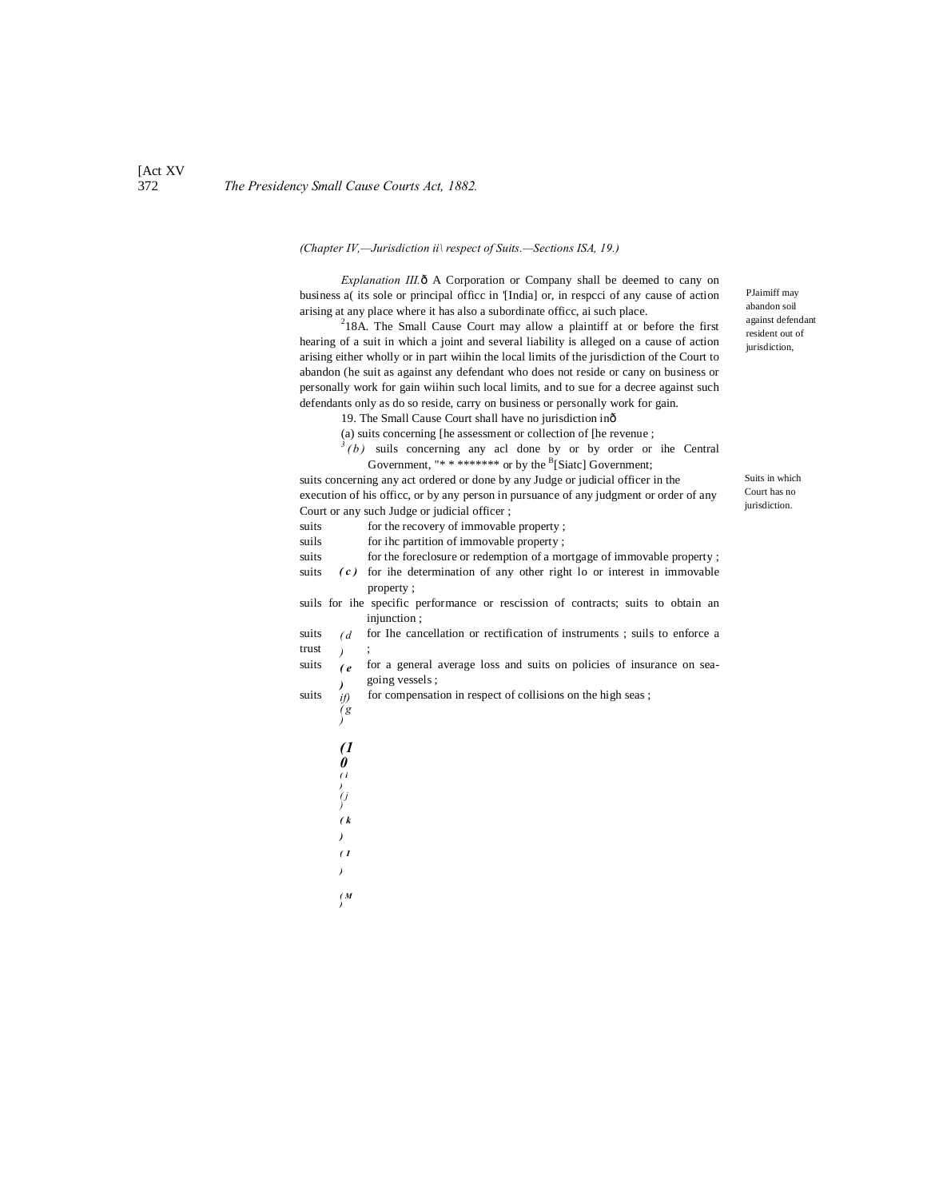*(Chapter IV,—Jurisdiction ii\ respect of Suits.—Sections ISA, 19.)*

*Explanation III.*ð A Corporation or Company shall be deemed to cany on business a( its sole or principal officc in '[India] or, in respcci of any cause of action arising at any place where it has also a subordinate officc, ai such place.

PJaimiff may abandon soil against defendant resident out of jurisdiction,

[2]18A. The Small Cause Court may allow a plaintiff at or before the first hearing of a suit in which a joint and several liability is alleged on a cause of action arising either wholly or in part wiihin the local limits of the jurisdiction of the Court to abandon (he suit as against any defendant who does not reside or cany on business or personally work for gain wiihin such local limits, and to sue for a decree against such defendants only as do so reside, carry on business or personally work for gain.

Suits in which Court has no jurisdiction.

19. The Small Cause Court shall have no jurisdiction inð

(a) suits concerning [he assessment or collection of [he revenue ;

[3](b) suils concerning any acl done by or by order or ihe Central Government, "* * ******* or by the [B][Siatc] Government;

(c) suits concerning any act ordered or done by any Judge or judicial officer in the execution of his officc, or by any person in pursuance of any judgment or order of any Court or any such Judge or judicial officer ;

(d) suits for the recovery of immovable property ;

(e) suils for ihc partition of immovable property ;

(f) suits for the foreclosure or redemption of a mortgage of immovable property ;

(g) suits for ihe determination of any other right lo or interest in immovable property ;

(h) suils for ihe specific performance or rescission of contracts;

(i) suits to obtain an injunction ;

(j) suits for Ihe cancellation or rectification of instruments ;

(k) suils to enforce a trust ;

(l) suits for a general average loss and suits on policies of insurance on sea-going vessels ;

(m) suits for compensation in respect of collisions on the high seas ;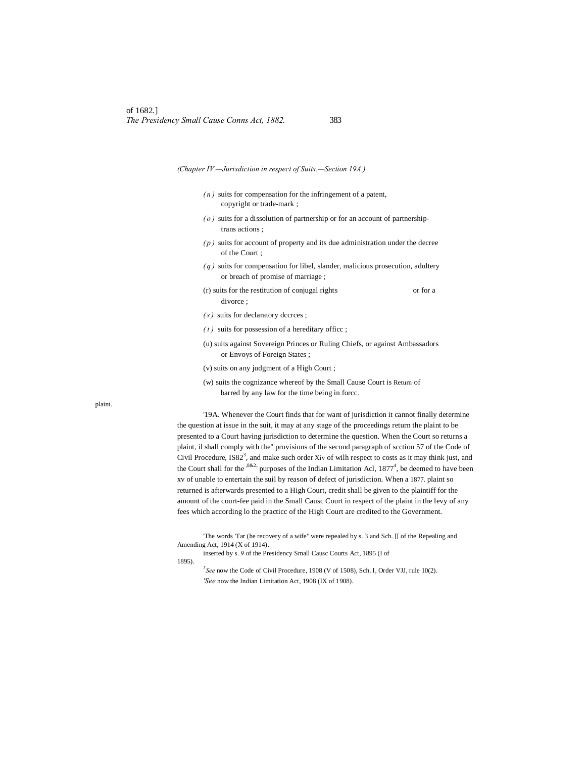(Chapter IV.—Jurisdiction in respect of Suits.—Section 19A.)

(n) suits for compensation for the infringement of a patent, copyright or trade-mark ;

(o) suits for a dissolution of partnership or for an account of partnership-trans actions ;

(p) suits for account of property and its due administration under the decree of the Court ;

(q) suits for compensation for libel, slander, malicious prosecution, adultery or breach of promise of marriage ;

(r) suits for the restitution of conjugal rights or for a divorce ;

(s) suits for declaratory dccrces ;

(t) suits for possession of a hereditary officc ;

(u) suits against Sovereign Princes or Ruling Chiefs, or against Ambassadors or Envoys of Foreign States ;

(v) suits on any judgment of a High Court ;

(w) suits the cognizance whereof by the Small Cause Court is barred by any law for the time being in forcc.

Return of plaint.

'19A. Whenever the Court finds that for want of jurisdiction it cannot finally determine the question at issue in the suit, it may at any stage of the proceedings return the plaint to be presented to a Court having jurisdiction to determine the question. When the Court so returns a plaint, il shall comply with the" provisions of the second paragraph of scction 57 of the Code of Civil Procedure, IS82[3], and make such order Xiv of wilh respect to costs as it may think just, and the Court shall for the 1882. purposes of the Indian Limitation Acl, 1877[4], be deemed to have been xv of unable to entertain the suil by reason of defect of jurisdiction. When a 1877. plaint so returned is afterwards presented to a High Court, credit shall be given to the plaintiff for the amount of the court-fee paid in the Small Causc Court in respect of the plaint in the levy of any fees which according lo the practicc of the High Court are credited to the Government.

'The words 'Tar (he recovery of a wife" were repealed by s. 3 and Sch. [[ of the Repealing and Amending Act, 1914 (X of 1914).

inserted by s. 9 of the Presidency Small Causc Courts Act, 1895 (I of 1895).

[3] See now the Code of Civil Procedure, 1908 (V of 1508), Sch. I, Order VJJ, rule 10(2).

'See now the Indian Limitation Act, 1908 (IX of 1908).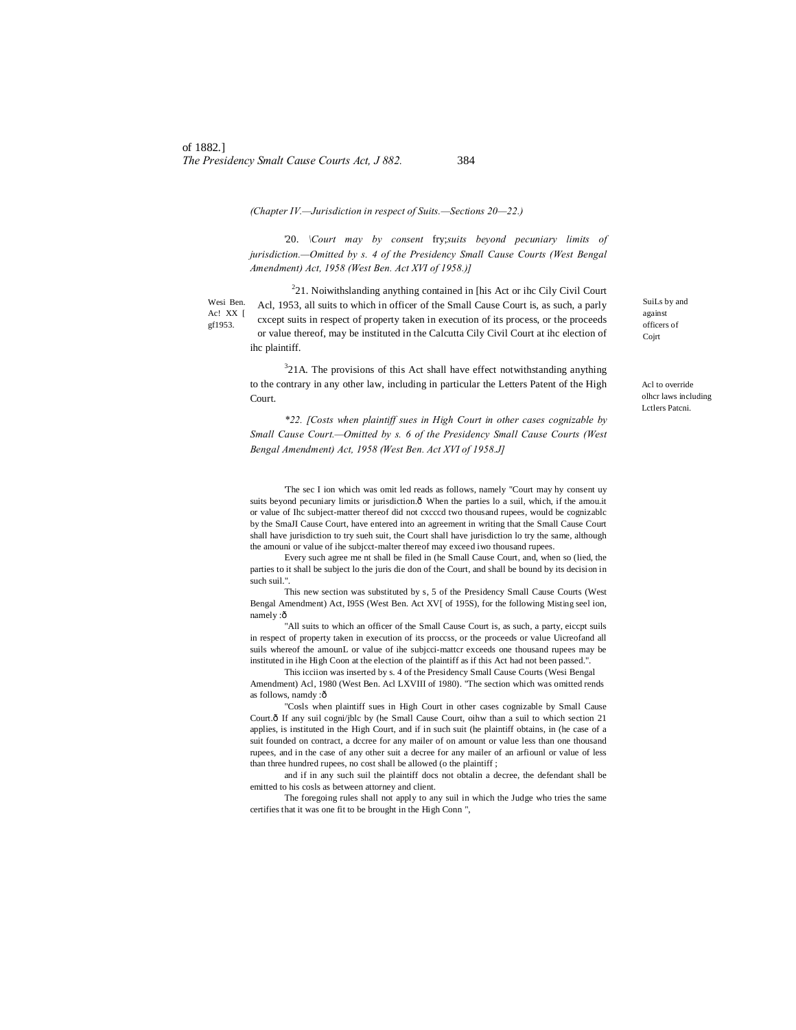(Chapter IV.—Jurisdiction in respect of Suits.—Sections 20—22.)

[1]20. [*Court may by consent try suits beyond pecuniary limits of jurisdiction.—Omitted by s. 4 of the Presidency Small Cause Courts (West Bengal Amendment) Act, 1958 (West Ben. Act XVI of 1958.)]*

Suits by and against officers of Court

[2]21. Notwithstanding anything contained in this Act or the City Civil Court Act, 1953, all suits to which an officer of the Small Cause Court is, as such, a party except suits in respect of property taken in execution of its process, or the proceeds or value thereof, may be instituted in the Calcutta City Civil Court at the election of the plaintiff.

West Ben. Act XX of 1953.

Act to override other laws including Letters Patent.

[3]21A. The provisions of this Act shall have effect notwithstanding anything to the contrary in any other law, including in particular the Letters Patent of the High Court.

*[4]22. [Costs when plaintiff sues in High Court in other cases cognizable by Small Cause Court.—Omitted by s. 6 of the Presidency Small Cause Courts (West Bengal Amendment) Act, 1958 (West Ben. Act XVI of 1958.)]*

---

[1]The section which was omitted reads as follows, namely "Court may by consent try suits beyond pecuniary limits of jurisdiction.— When the parties to a suit, which, if the amount or value of the subject-matter thereof did not exceed two thousand rupees, would be cognizable by the Small Cause Court, have entered into an agreement in writing that the Small Cause Court shall have jurisdiction to try such suit, the Court shall have jurisdiction to try the same, although the amount or value of the subject-matter thereof may exceed two thousand rupees.

Every such agreement shall be filed in the Small Cause Court, and, when so filed, the parties to it shall be subject to the jurisdiction of the Court, and shall be bound by its decision in such suit.".

[2]This new section was substituted by s. 5 of the Presidency Small Cause Courts (West Bengal Amendment) Act, 1958 (West Ben. Act XVI of 1958), for the following existing section, namely :—

"All suits to which an officer of the Small Cause Court is, as such, a party, except suits in respect of property taken in execution of its process, or the proceeds or value thereof and all suits whereof the amount or value of the subject-matter exceeds one thousand rupees may be instituted in the High Court at the election of the plaintiff as if this Act had not been passed.".

[3]This section was inserted by s. 4 of the Presidency Small Cause Courts (West Bengal Amendment) Act, 1980 (West Ben. Act LXVIII of 1980). [4]The section which was omitted reads as follows, namely :—

"Costs when plaintiff sues in High Court in other cases cognizable by Small Cause Court.— If any suit cognizable by the Small Cause Court, other than a suit to which section 21 applies, is instituted in the High Court, and if in such suit the plaintiff obtains, in the case of a suit founded on contract, a decree for any matter of an amount or value less than one thousand rupees, and in the case of any other suit a decree for any matter of an amount or value of less than three hundred rupees, no cost shall be allowed to the plaintiff ;

and if in any such suit the plaintiff does not obtain a decree, the defendant shall be entitled to his costs as between attorney and client.

The foregoing rules shall not apply to any suit in which the Judge who tries the same certifies that it was one fit to be brought in the High Court ",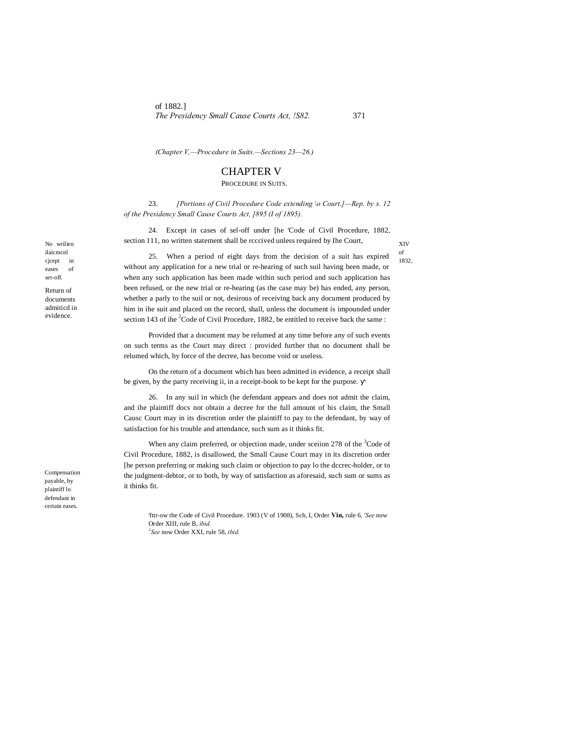(Chapter V,—Procedure in Suits.—Sections 23—26.)

# CHAPTER V

## PROCEDURE IN SUITS.

23. *[Portions of Civil Procedure Code extending \o Court.]—Rep. by s. 12 of the Presidency Small Cause Courts Act, ]895 (I of 1895).*

No wrilien ilaicmcnl cjcept in eases of set-off.

24. Except in cases of sel-off under [he [1]Code of Civil Procedure, 1882, section 111, no written statement shall be rcccived unless required by Ihe Court, (XIV of 1832,)

Return of documents admiticd in evidence.

25. When a period of eight days from the decision of a suit has expired without any application for a new trial or re-hearing of such suil having been made, or when any such application has been made within such period and such application has been refused, or the new trial or re-hearing (as the case may be) has ended, any person, whether a parly to the suil or not, desirous of receiving back any document produced by him in ihe suit and placed on the record, shall, unless the document is impounded under section 143 of ihe [2]Code of Civil Procedure, 1882, be entitled to receive back the same :

Provided that a document may be relumed at any time before any of such events on such terms as the Court may direct : provided further that no document shall be relumed which, by force of the decree, has become void or useless.

On the return of a document which has been admitted in evidence, a receipt shall be given, by the party receiving ii, in a receipt-book to be kept for the purpose.

Compensation payable, by plaintiff lo defendant in certain eases.

26. In any suil in which (he defendant appears and does not admit the claim, and ihe plaintiff docs not obtain a decree for the full amount of his claim, the Small Causc Court may in its discretion order the plaintiff to pay to the defendant, by way of satisfaction for his trouble and attendance, such sum as it thinks fit.

When any claim preferred, or objection made, under sceiion 278 of the [3]Code of Civil Procedure, 1882, is disallowed, the Small Cause Court may in its discretion order [he person preferring or making such claim or objection to pay lo the dccrec-holder, or to the judgment-debtor, or to both, by way of satisfaction as aforesaid, such sum or sums as it thinks fit.

---

[1]fttr-ow the Code of Civil Procedure. 1903 (V of 1908), Sch, I, Order **Vin,** rule 6. [2]*See* now Order XIII, rule B, *ibid.*
[3]*See* now Order XXI, rule 58, *ibid.*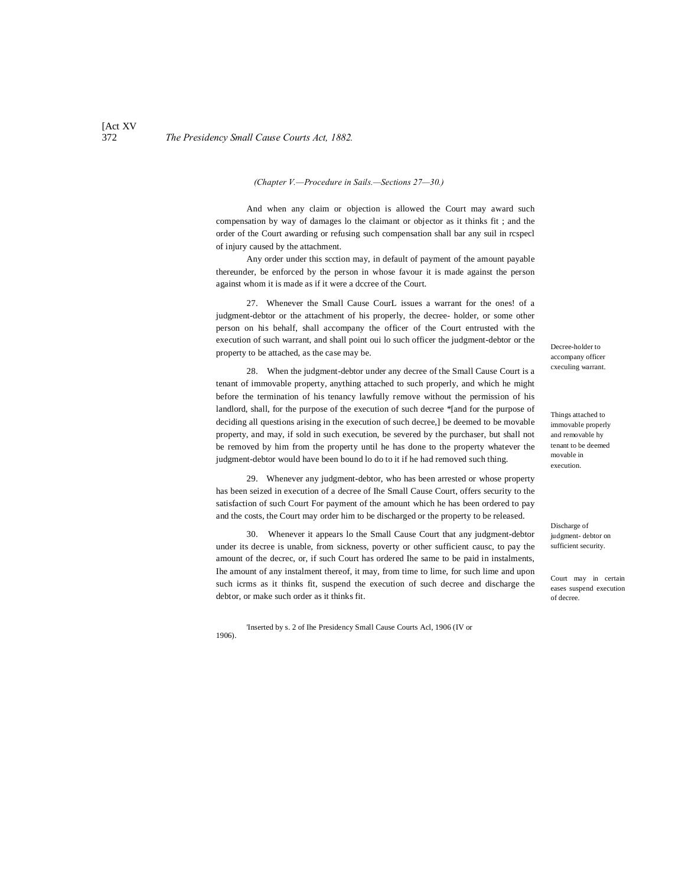*(Chapter V.—Procedure in Sails.—Sections 27—30.)*

And when any claim or objection is allowed the Court may award such compensation by way of damages lo the claimant or objector as it thinks fit ; and the order of the Court awarding or refusing such compensation shall bar any suil in rcspecl of injury caused by the attachment.

Any order under this scction may, in default of payment of the amount payable thereunder, be enforced by the person in whose favour it is made against the person against whom it is made as if it were a dccree of the Court.

Decree-holder to accompany officer cxeculing warrant.

27. Whenever the Small Cause CourL issues a warrant for the ones! of a judgment-debtor or the attachment of his properly, the decree- holder, or some other person on his behalf, shall accompany the officer of the Court entrusted with the execution of such warrant, and shall point oui lo such officer the judgment-debtor or the property to be attached, as the case may be.

Things attached to immovable properly and removable hy tenant to be deemed movable in execution.

28. When the judgment-debtor under any decree of the Small Cause Court is a tenant of immovable property, anything attached to such properly, and which he might before the termination of his tenancy lawfully remove without the permission of his landlord, shall, for the purpose of the execution of such decree *[and for the purpose of deciding all questions arising in the execution of such decree,] be deemed to be movable property, and may, if sold in such execution, be severed by the purchaser, but shall not be removed by him from the property until he has done to the property whatever the judgment-debtor would have been bound lo do to it if he had removed such thing.

Discharge of judgment- debtor on sufficient security.

29. Whenever any judgment-debtor, who has been arrested or whose property has been seized in execution of a decree of Ihe Small Cause Court, offers security to the satisfaction of such Court For payment of the amount which he has been ordered to pay and the costs, the Court may order him to be discharged or the property to be released.

Court may in certain eases suspend execution of decree.

30. Whenever it appears lo the Small Cause Court that any judgment-debtor under its decree is unable, from sickness, poverty or other sufficient causc, to pay the amount of the decrec, or, if such Court has ordered Ihe same to be paid in instalments, Ihe amount of any instalment thereof, it may, from time to lime, for such lime and upon such icrms as it thinks fit, suspend the execution of such decree and discharge the debtor, or make such order as it thinks fit.

'Inserted by s. 2 of Ihe Presidency Small Cause Courts Acl, 1906 (IV or 1906).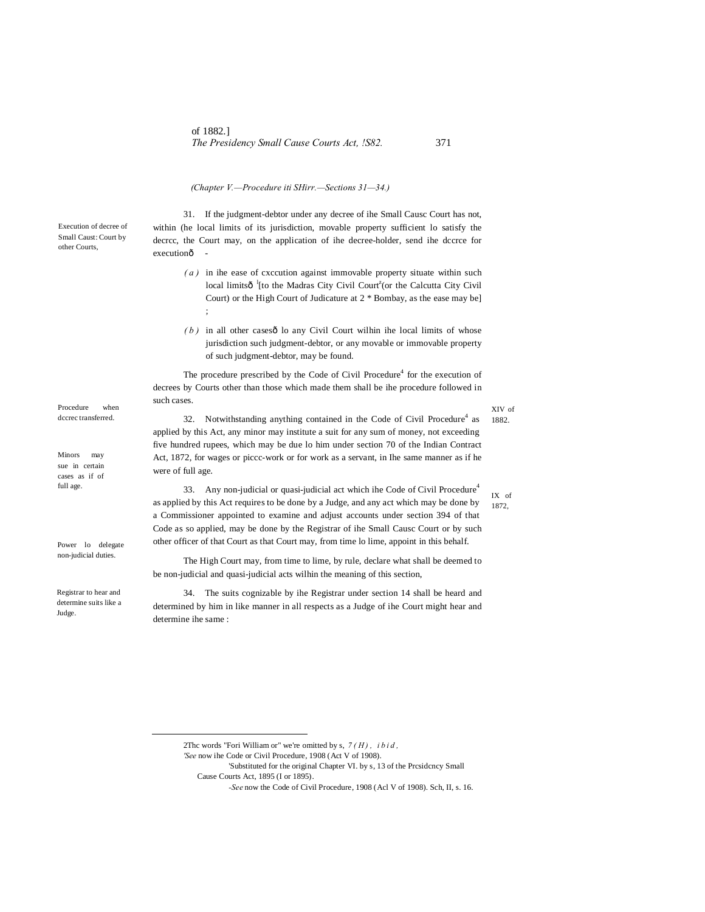*(Chapter V.—Procedure iti SHirr.—Sections 31—34.)*

Execution of decree of Small Caust: Court by other Courts,

31. If the judgment-debtor under any decree of ihe Small Causc Court has not, within (he local limits of its jurisdiction, movable property sufficient lo satisfy the decrcc, the Court may, on the application of ihe decree-holder, send ihe dccrce for executionð -

*(a)* in ihe ease of cxccution against immovable property situate within such local limitsð [1][to the Madras City Civil Court[2](or the Calcutta City Civil Court) or the High Court of Judicature at 2 * Bombay, as the ease may be] ;

*(b)* in all other casesð lo any Civil Court wilhin ihe local limits of whose jurisdiction such judgment-debtor, or any movable or immovable property of such judgment-debtor, may be found.

Procedure when dccrec transferred.

The procedure prescribed by the Code of Civil Procedure[4] for the execution of decrees by Courts other than those which made them shall be ihe procedure followed in such cases.

Minors may sue in certain cases as if of full age.

XIV of 1882.

32. Notwithstanding anything contained in the Code of Civil Procedure[4] as applied by this Act, any minor may institute a suit for any sum of money, not exceeding five hundred rupees, which may be due lo him under section 70 of the Indian Contract Act, 1872, for wages or piccc-work or for work as a servant, in Ihe same manner as if he were of full age.

IX of 1872,

Power lo delegate non-judicial duties.

33. Any non-judicial or quasi-judicial act which ihe Code of Civil Procedure[4] as applied by this Act requires to be done by a Judge, and any act which may be done by a Commissioner appointed to examine and adjust accounts under section 394 of that Code as so applied, may be done by the Registrar of ihe Small Causc Court or by such other officer of that Court as that Court may, from time lo lime, appoint in this behalf.

The High Court may, from time to lime, by rule, declare what shall be deemed to be non-judicial and quasi-judicial acts wilhin the meaning of this section,

Registrar to hear and determine suits like a Judge.

34. The suits cognizable by ihe Registrar under section 14 shall be heard and determined by him in like manner in all respects as a Judge of ihe Court might hear and determine ihe same :

---

2Thc words "Fori William or" we're omitted by s, *7(H), ibid*.

*'See* now ihe Code or Civil Procedure, 1908 (Act V of 1908).

'Substituted for the original Chapter VI. by s, 13 of the Prcsidcncy Small Cause Courts Act, 1895 (I or 1895).

*-See* now the Code of Civil Procedure, 1908 (Acl V of 1908). Sch, II, s. 16.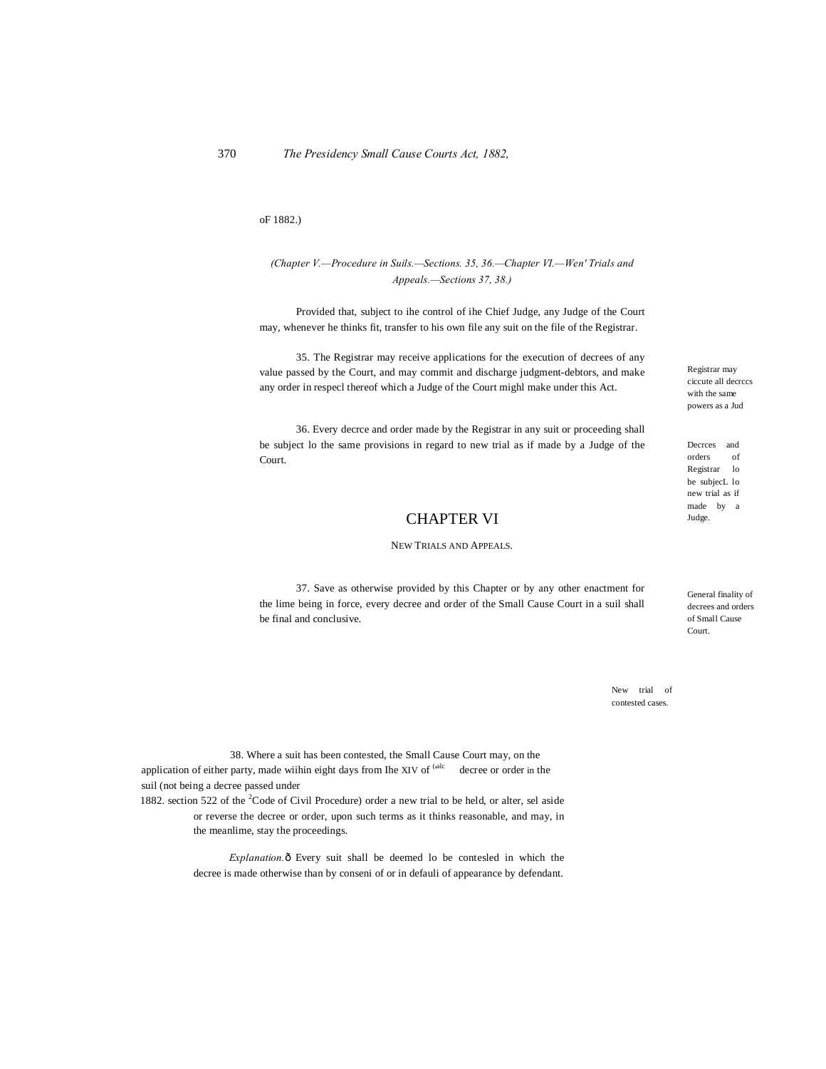oF 1882.)

*(Chapter V.—Procedure in Suils.—Sections. 35, 36.—Chapter VI.—Wen' Trials and Appeals.—Sections 37, 38.)*

Provided that, subject to ihe control of ihe Chief Judge, any Judge of the Court may, whenever he thinks fit, transfer to his own file any suit on the file of the Registrar.

Registrar may ciccute all decrccs with the same powers as a Jud

35. The Registrar may receive applications for the execution of decrees of any value passed by the Court, and may commit and discharge judgment-debtors, and make any order in respecl thereof which a Judge of the Court mighl make under this Act.

Decrces and orders of Registrar lo be subjecL lo new trial as if made by a Judge.

36. Every decrce and order made by the Registrar in any suit or proceeding shall be subject lo the same provisions in regard to new trial as if made by a Judge of the Court.

# CHAPTER VI

## NEW TRIALS AND APPEALS.

General finality of decrees and orders of Small Cause Court.

37. Save as otherwise provided by this Chapter or by any other enactment for the lime being in force, every decree and order of the Small Cause Court in a suil shall be final and conclusive.

New trial of contested cases.

38. Where a suit has been contested, the Small Cause Court may, on the application of either party, made wiihin eight days from Ihe (salc decree or order in the suil (not being a decree passed under section 522 of the [2]Code of Civil Procedure) order a new trial to be held, or alter, sel aside or reverse the decree or order, upon such terms as it thinks reasonable, and may, in the meanlime, stay the proceedings.

XIV of 1882.

*Explanation.*ð Every suit shall be deemed lo be contesled in which the decree is made otherwise than by conseni of or in defauli of appearance by defendant.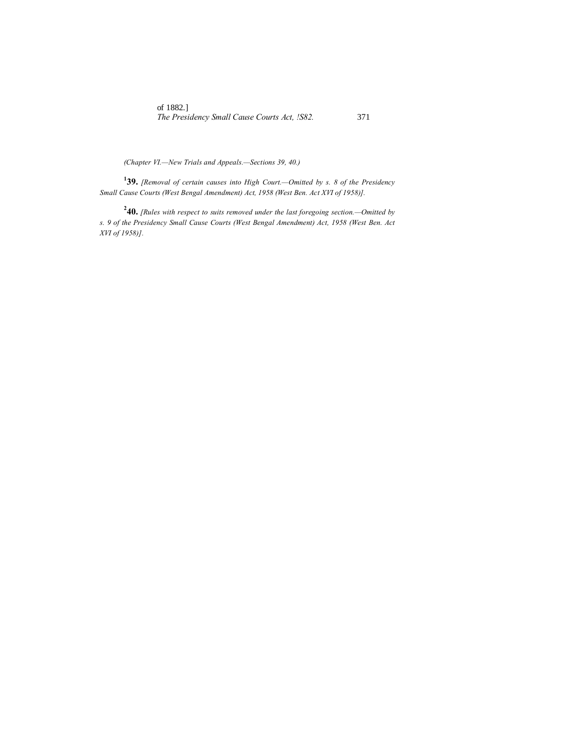*(Chapter VI.—New Trials and Appeals.—Sections 39, 40.)*

[1]**39.** *[Removal of certain causes into High Court.—Omitted by s. 8 of the Presidency Small Cause Courts (West Bengal Amendment) Act, 1958 (West Ben. Act XVI of 1958)].*

[2]**40.** *[Rules with respect to suits removed under the last foregoing section.—Omitted by s. 9 of the Presidency Small Cause Courts (West Bengal Amendment) Act, 1958 (West Ben. Act XVI of 1958)].*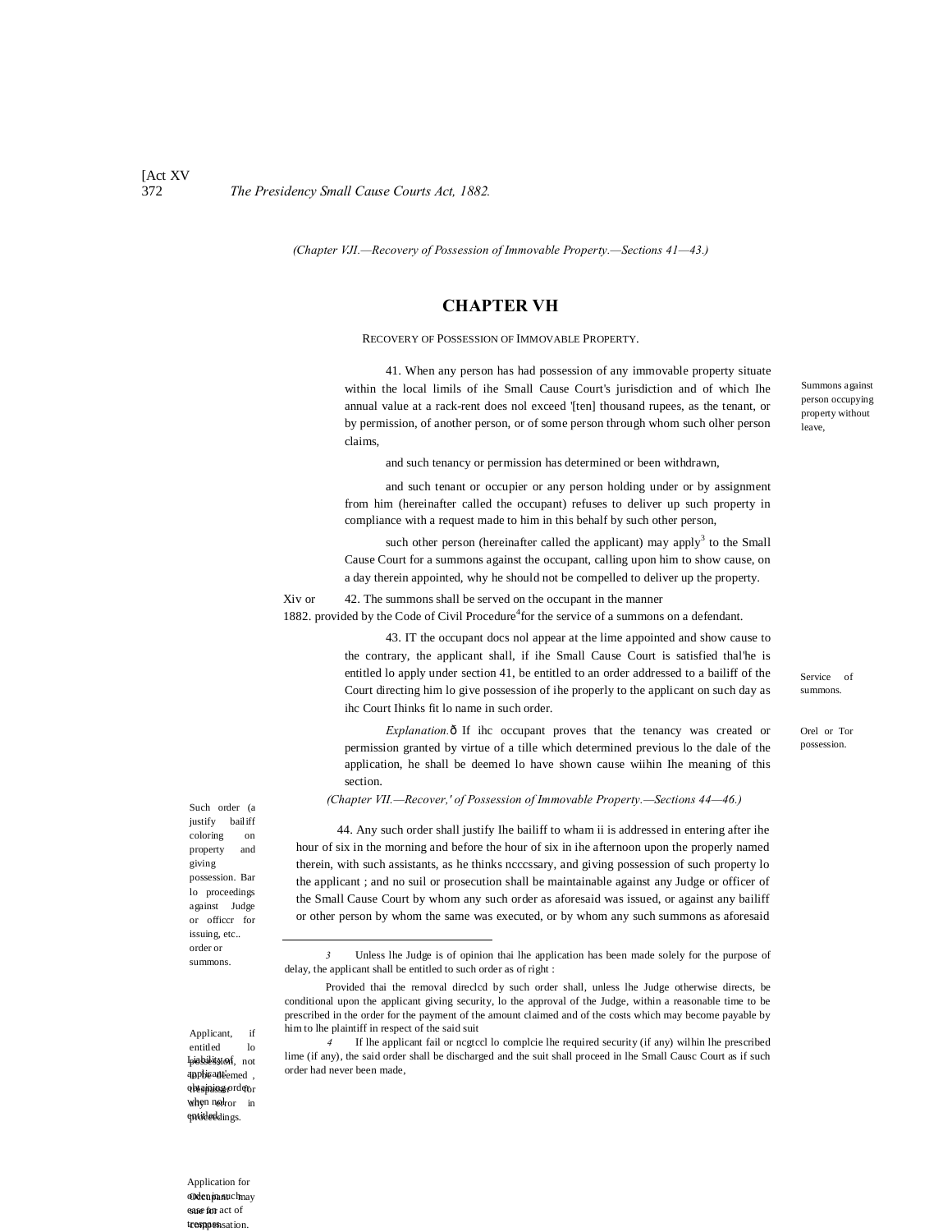(Chapter VJI.—Recovery of Possession of Immovable Property.—Sections 41—43.)

## CHAPTER VH

RECOVERY OF POSSESSION OF IMMOVABLE PROPERTY.

Summons against person occupying property without leave,

41. When any person has had possession of any immovable property situate within the local limils of ihe Small Cause Court's jurisdiction and of which Ihe annual value at a rack-rent does nol exceed '[ten] thousand rupees, as the tenant, or by permission, of another person, or of some person through whom such olher person claims,

and such tenancy or permission has determined or been withdrawn,

and such tenant or occupier or any person holding under or by assignment from him (hereinafter called the occupant) refuses to deliver up such property in compliance with a request made to him in this behalf by such other person,

such other person (hereinafter called the applicant) may apply[3] to the Small Cause Court for a summons against the occupant, calling upon him to show cause, on a day therein appointed, why he should not be compelled to deliver up the property.

Service of summons.

Xiv or 1882.

42. The summons shall be served on the occupant in the manner provided by the Code of Civil Procedure[4] for the service of a summons on a defendant.

Orel or Tor possession.

43. IT the occupant docs nol appear at the lime appointed and show cause to the contrary, the applicant shall, if ihe Small Cause Court is satisfied thal'he is entitled lo apply under section 41, be entitled to an order addressed to a bailiff of the Court directing him lo give possession of ihe properly to the applicant on such day as ihc Court Ihinks fit lo name in such order.

*Explanation.*ô If ihc occupant proves that the tenancy was created or permission granted by virtue of a tille which determined previous lo the dale of the application, he shall be deemed lo have shown cause wiihin Ihe meaning of this section.

(Chapter VII.—Recover,' of Possession of Immovable Property.—Sections 44—46.)

Such order (a justify bailiff coloring on property and giving possession. Bar lo proceedings against Judge or officcr for issuing, etc.. order or summons.

44. Any such order shall justify Ihe bailiff to wham ii is addressed in entering after ihe hour of six in the morning and before the hour of six in ihe afternoon upon the properly named therein, with such assistants, as he thinks ncccssary, and giving possession of such property lo the applicant ; and no suil or prosecution shall be maintainable against any Judge or officer of the Small Cause Court by whom any such order as aforesaid was issued, or against any bailiff or other person by whom the same was executed, or by whom any such summons as aforesaid

Applicant, if entitled lo possession, not to be deemed, trespasser for any error in proceedings.

Liability of applicant' obtaining order when nol entitled.

Application for order in such case for compensation.

Occupant may sue for act of trespass.

---

3 Unless lhe Judge is of opinion thai lhe application has been made solely for the purpose of delay, the applicant shall be entitled to such order as of right :

Provided thai the removal direclcd by such order shall, unless lhe Judge otherwise directs, be conditional upon the applicant giving security, lo the approval of the Judge, within a reasonable time to be prescribed in the order for the payment of the amount claimed and of the costs which may become payable by him to lhe plaintiff in respect of the said suit

4 If lhe applicant fail or ncgtccl lo complcie lhe required security (if any) wilhin lhe prescribed lime (if any), the said order shall be discharged and the suit shall proceed in lhe Small Causc Court as if such order had never been made,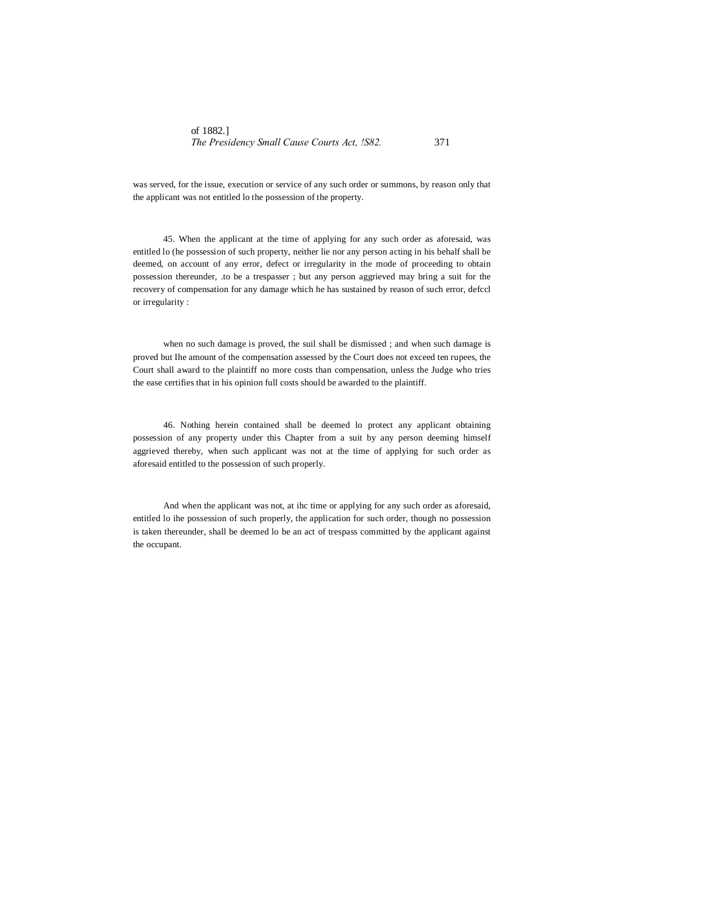was served, for the issue, execution or service of any such order or summons, by reason only that the applicant was not entitled lo the possession of the property.

45. When the applicant at the time of applying for any such order as aforesaid, was entitled lo (he possession of such property, neither lie nor any person acting in his behalf shall be deemed, on account of any error, defect or irregularity in the mode of proceeding to obtain possession thereunder, .to be a trespasser ; but any person aggrieved may bring a suit for the recovery of compensation for any damage which he has sustained by reason of such error, defccl or irregularity :

when no such damage is proved, the suil shall be dismissed ; and when such damage is proved but Ihe amount of the compensation assessed by the Court does not exceed ten rupees, the Court shall award to the plaintiff no more costs than compensation, unless the Judge who tries the ease certifies that in his opinion full costs should be awarded to the plaintiff.

46. Nothing herein contained shall be deemed lo protect any applicant obtaining possession of any property under this Chapter from a suit by any person deeming himself aggrieved thereby, when such applicant was not at the time of applying for such order as aforesaid entitled to the possession of such properly.

And when the applicant was not, at ihc time or applying for any such order as aforesaid, entitled lo ihe possession of such properly, the application for such order, though no possession is taken thereunder, shall be deemed lo be an act of trespass committed by the applicant against the occupant.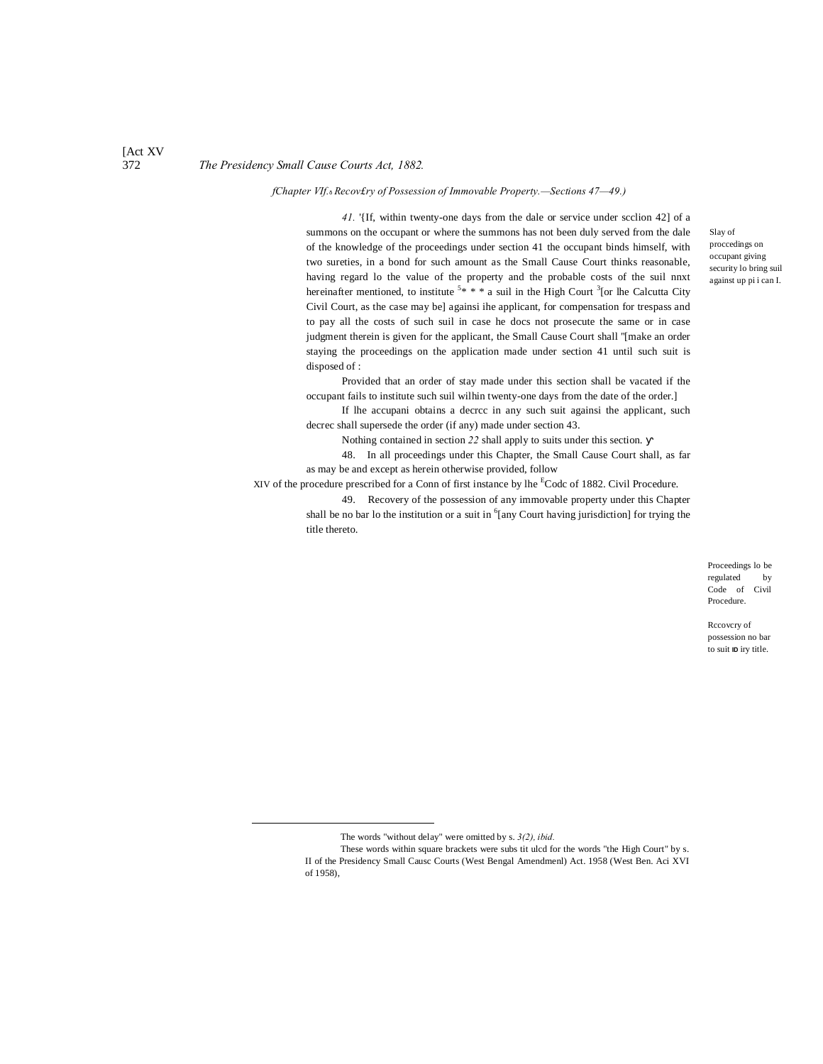*fChapter VIf.*ₛ *Recov£ry of Possession of Immovable Property.—Sections 47—49.)*

*41.* '{If, within twenty-one days from the dale or service under scclion 42] of a summons on the occupant or where the summons has not been duly served from the dale of the knowledge of the proceedings under section 41 the occupant binds himself, with two sureties, in a bond for such amount as the Small Cause Court thinks reasonable, having regard lo the value of the property and the probable costs of the suil nnxt hereinafter mentioned, to institute [5]* * * a suil in the High Court [3][or lhe Calcutta City Civil Court, as the case may be] againsi ihe applicant, for compensation for trespass and to pay all the costs of such suil in case he docs not prosecute the same or in case judgment therein is given for the applicant, the Small Cause Court shall "[make an order staying the proceedings on the application made under section 41 until such suit is disposed of :

Slay of proccedings on occupant giving security lo bring suil against up pi i can I.

Provided that an order of stay made under this section shall be vacated if the occupant fails to institute such suil wilhin twenty-one days from the date of the order.]

If lhe accupani obtains a decrcc in any such suit againsi the applicant, such decrec shall supersede the order (if any) made under section 43.

Nothing contained in section *22* shall apply to suits under this section.

48. In all proceedings under this Chapter, the Small Cause Court shall, as far as may be and except as herein otherwise provided, follow the procedure prescribed for a Conn of first instance by lhe [£]Codc of Civil Procedure. XIV of 1882.

Proceedings lo be regulated by Code of Civil Procedure.

49. Recovery of the possession of any immovable property under this Chapter shall be no bar lo the institution or a suit in [6][any Court having jurisdiction] for trying the title thereto.

Rccovcry of possession no bar to suit to iry title.

---

The words "without delay" were omitted by s. *3(2), ibid.*

These words within square brackets were subs tit ulcd for the words "the High Court" by s. II of the Presidency Small Causc Courts (West Bengal Amendmenl) Act. 1958 (West Ben. Aci XVI of 1958),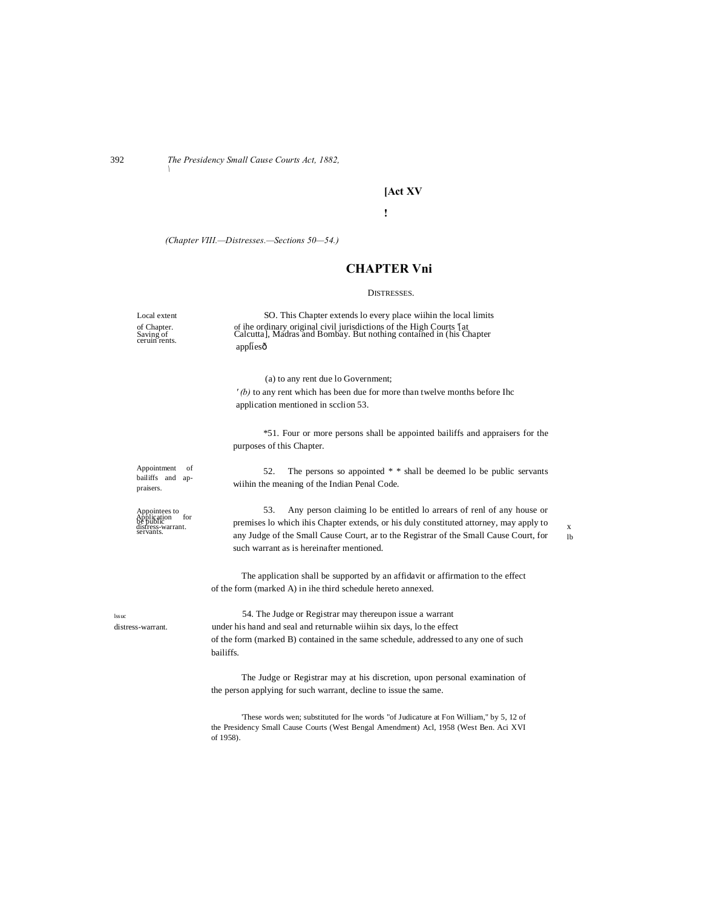[Act XV

(Chapter VIII.—Distresses.—Sections 50—54.)

# CHAPTER Vni

DISTRESSES.

Local extent of Chapter. Saving of ceruin rents.

SO. This Chapter extends lo every place wiihin the local limits of ihe ordinary original civil jurisdictions of the High Courts '[at Calcutta], Madras and Bombay. But nothing contained in (his Chapter appliesð

(a) to any rent due lo Government;

*(b)* to any rent which has been due for more than twelve months before Ihc application mentioned in scclion 53.

Appointment of bailiffs and appraisers.

*51. Four or more persons shall be appointed bailiffs and appraisers for the purposes of this Chapter.

Appointees to be public servants.

52. The persons so appointed * * shall be deemed lo be public servants wiihin the meaning of the Indian Penal Code.

Application for distress-warrant.

53. Any person claiming lo be entitled lo arrears of renl of any house or premises lo which ihis Chapter extends, or his duly constituted attorney, may apply to any Judge of the Small Cause Court, ar to the Registrar of the Small Cause Court, for such warrant as is hereinafter mentioned.

The application shall be supported by an affidavit or affirmation to the effect of the form (marked A) in ihe third schedule hereto annexed.

lssuc distress-warrant.

54. The Judge or Registrar may thereupon issue a warrant under his hand and seal and returnable wiihin six days, lo the effect of the form (marked B) contained in the same schedule, addressed to any one of such bailiffs.

The Judge or Registrar may at his discretion, upon personal examination of the person applying for such warrant, decline to issue the same.

'These words wen; substituted for Ihe words "of Judicature at Fon William," by 5, 12 of the Presidency Small Cause Courts (West Bengal Amendment) Acl, 1958 (West Ben. Aci XVI of 1958).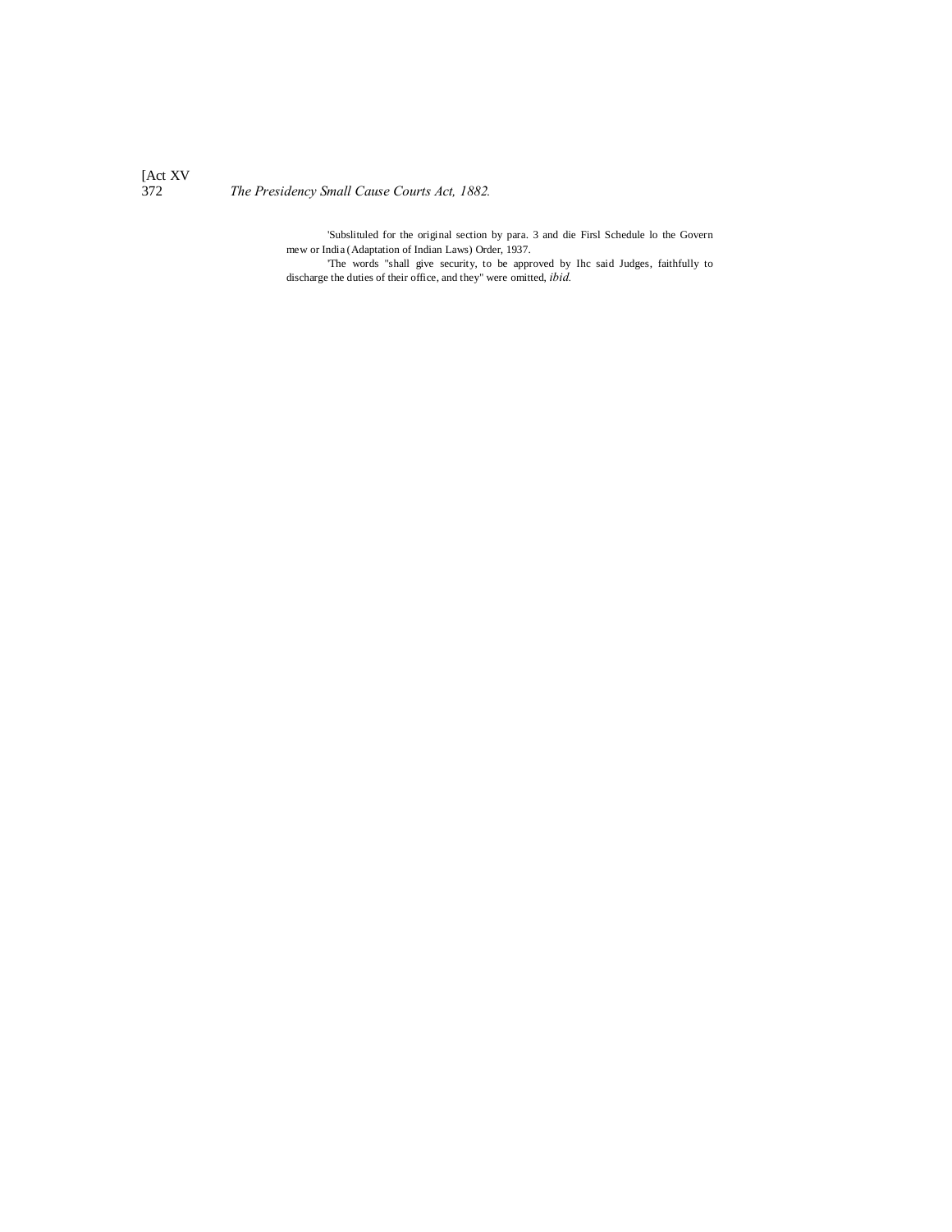'Substituted for the original section by para. 3 and die Firsl Schedule lo the Govern mew or India (Adaptation of Indian Laws) Order, 1937.

'The words "shall give security, to be approved by Ihc said Judges, faithfully to discharge the duties of their office, and they" were omitted, *ibid.*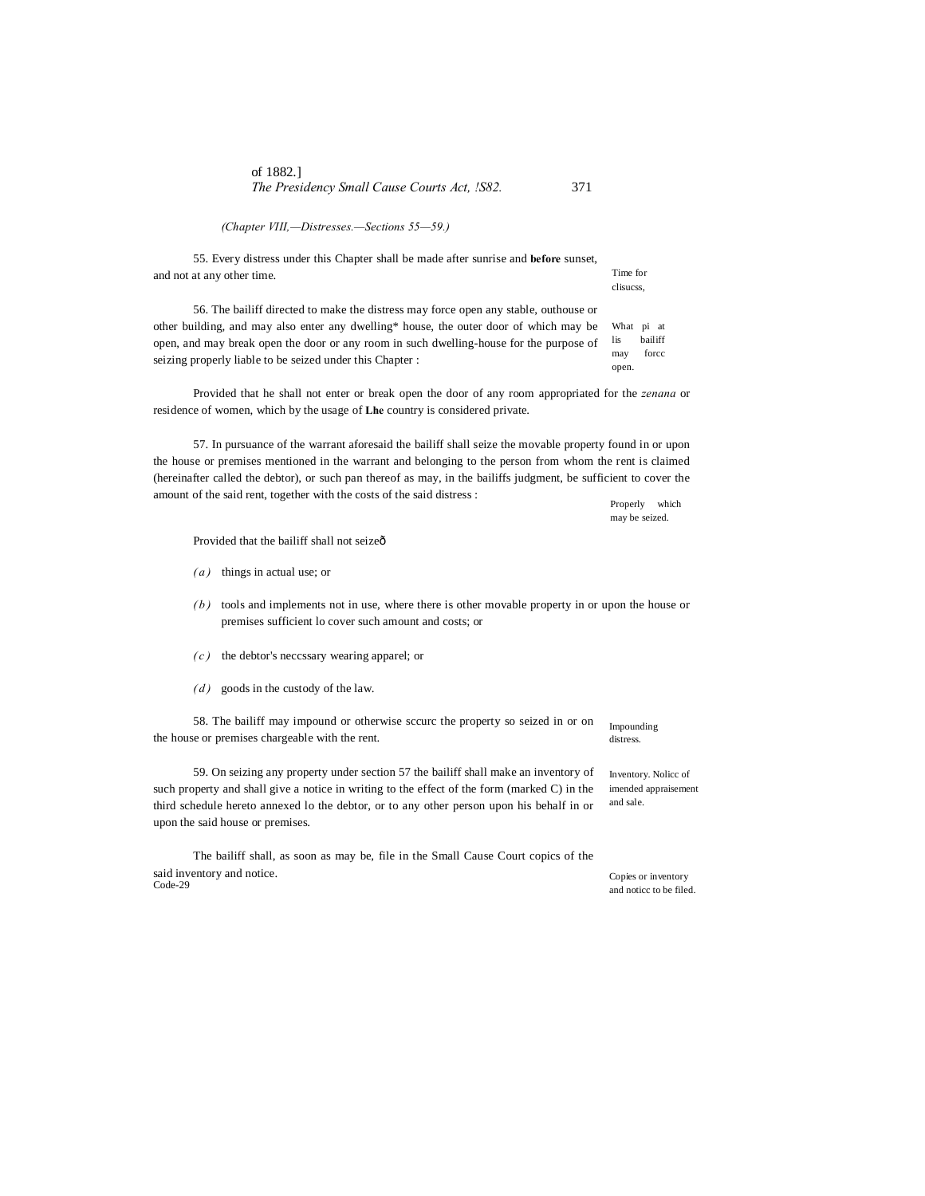*(Chapter VIII,—Distresses.—Sections 55—59.)*

55. Every distress under this Chapter shall be made after sunrise and **before** sunset, and not at any other time.

Time for clisucss,

56. The bailiff directed to make the distress may force open any stable, outhouse or other building, and may also enter any dwelling* house, the outer door of which may be open, and may break open the door or any room in such dwelling-house for the purpose of seizing properly liable to be seized under this Chapter :

What pi at lis bailiff may forcc open.

Provided that he shall not enter or break open the door of any room appropriated for the *zenana* or residence of women, which by the usage of **Lhe** country is considered private.

57. In pursuance of the warrant aforesaid the bailiff shall seize the movable property found in or upon the house or premises mentioned in the warrant and belonging to the person from whom the rent is claimed (hereinafter called the debtor), or such pan thereof as may, in the bailiffs judgment, be sufficient to cover the amount of the said rent, together with the costs of the said distress :

Properly which may be seized.

Provided that the bailiff shall not seizeð

*(a)* things in actual use; or

*(b)* tools and implements not in use, where there is other movable property in or upon the house or premises sufficient lo cover such amount and costs; or

*(c)* the debtor's neccssary wearing apparel; or

*(d)* goods in the custody of the law.

58. The bailiff may impound or otherwise sccurc the property so seized in or on the house or premises chargeable with the rent.

Impounding distress.

59. On seizing any property under section 57 the bailiff shall make an inventory of such property and shall give a notice in writing to the effect of the form (marked C) in the third schedule hereto annexed lo the debtor, or to any other person upon his behalf in or upon the said house or premises.

Inventory. Nolicc of imended appraisement and sale.

The bailiff shall, as soon as may be, file in the Small Cause Court copics of the said inventory and notice.

Copies or inventory and noticc to be filed.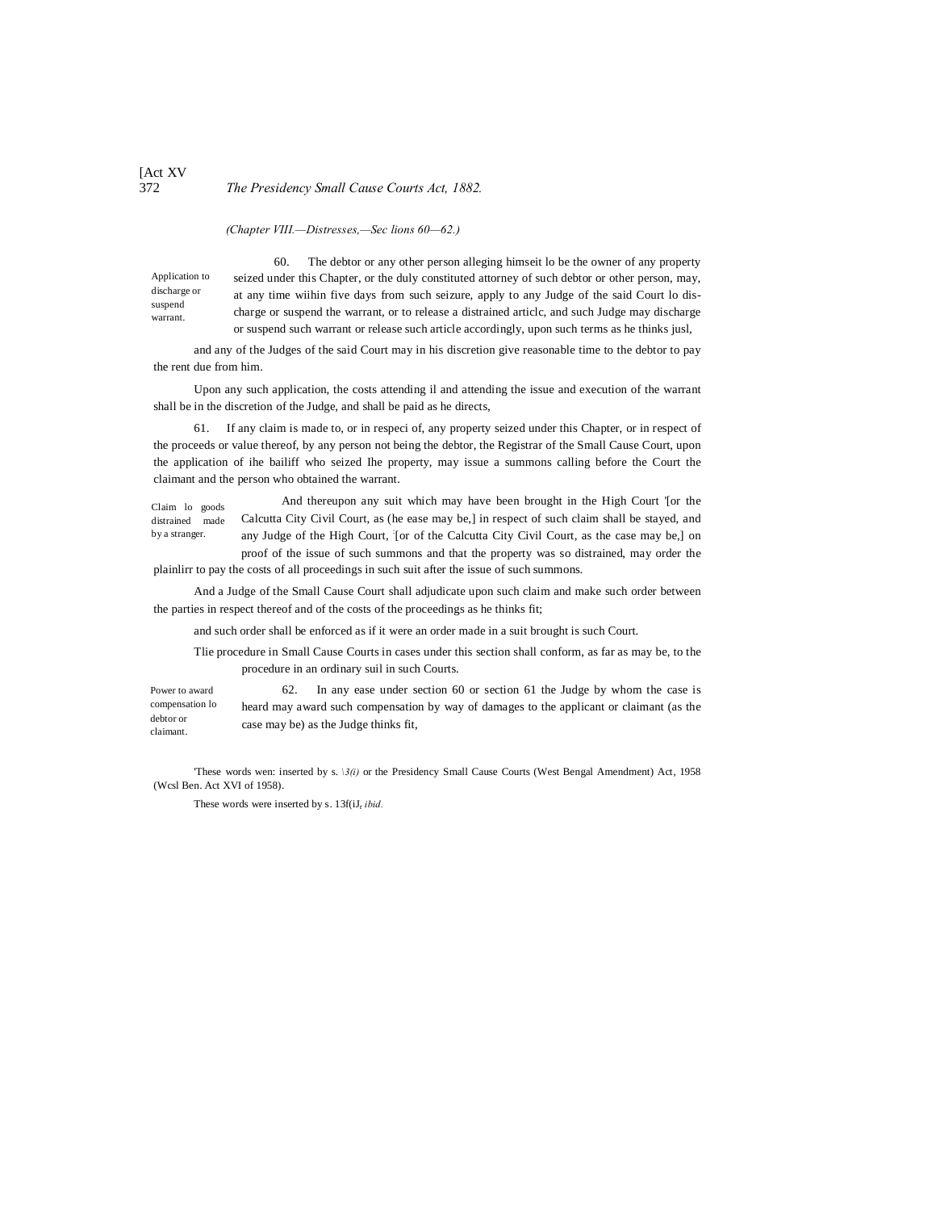*(Chapter VIII.—Distresses,—Sec lions 60—62.)*

Application to discharge or suspend warrant.

60. The debtor or any other person alleging himseit lo be the owner of any property seized under this Chapter, or the duly constituted attorney of such debtor or other person, may, at any time wiihin five days from such seizure, apply to any Judge of the said Court lo discharge or suspend the warrant, or to release a distrained articlc, and such Judge may discharge or suspend such warrant or release such article accordingly, upon such terms as he thinks jusl,

and any of the Judges of the said Court may in his discretion give reasonable time to the debtor to pay the rent due from him.

Upon any such application, the costs attending il and attending the issue and execution of the warrant shall be in the discretion of the Judge, and shall be paid as he directs,

61. If any claim is made to, or in respeci of, any property seized under this Chapter, or in respect of the proceeds or value thereof, by any person not being the debtor, the Registrar of the Small Cause Court, upon the application of ihe bailiff who seized Ihe property, may issue a summons calling before the Court the claimant and the person who obtained the warrant.

Claim lo goods distrained made by a stranger.

And thereupon any suit which may have been brought in the High Court '[or the Calcutta City Civil Court, as (he ease may be,] in respect of such claim shall be stayed, and any Judge of the High Court, :[or of the Calcutta City Civil Court, as the case may be,] on proof of the issue of such summons and that the property was so distrained, may order the plainlirr to pay the costs of all proceedings in such suit after the issue of such summons.

And a Judge of the Small Cause Court shall adjudicate upon such claim and make such order between the parties in respect thereof and of the costs of the proceedings as he thinks fit;

and such order shall be enforced as if it were an order made in a suit brought is such Court.

Tlie procedure in Small Cause Courts in cases under this section shall conform, as far as may be, to the procedure in an ordinary suil in such Courts.

Power to award compensation lo debtor or claimant.

62. In any ease under section 60 or section 61 the Judge by whom the case is heard may award such compensation by way of damages to the applicant or claimant (as the case may be) as the Judge thinks fit,

'These words wen: inserted by s. *\3(i)* or the Presidency Small Cause Courts (West Bengal Amendment) Act, 1958 (Wcsl Ben. Act XVI of 1958).

These words were inserted by s. 13f(iJ, *ibid.*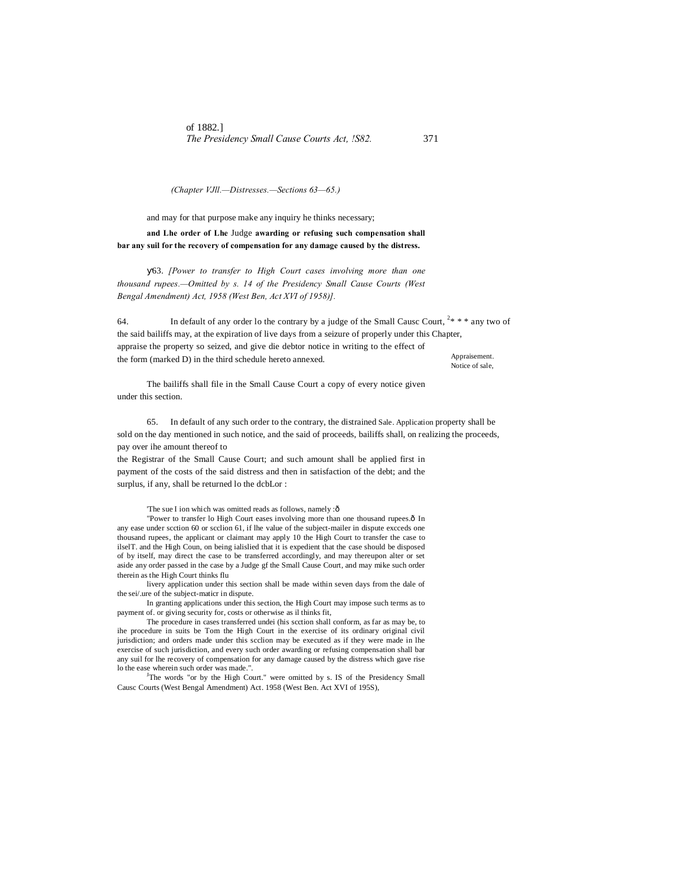(Chapter VJll.—Distresses.—Sections 63—65.)

and may for that purpose make any inquiry he thinks necessary;

**and Lhe order of Lhe** Judge **awarding or refusing such compensation shall bar any suil for the recovery of compensation for any damage caused by the distress.**

у63. *[Power to transfer to High Court cases involving more than one thousand rupees.—Omitted by s. 14 of the Presidency Small Cause Courts (West Bengal Amendment) Act, 1958 (West Ben, Act XVI of 1958)].*

Appraisement. Notice of sale,

64. In default of any order lo the contrary by a judge of the Small Causc Court, [2]* * * any two of the said bailiffs may, at the expiration of live days from a seizure of properly under this Chapter, appraise the property so seized, and give die debtor notice in writing to the effect of the form (marked D) in the third schedule hereto annexed.

The bailiffs shall file in the Small Cause Court a copy of every notice given under this section.

Sale. Application of proceeds,

65. In default of any such order to the contrary, the distrained property shall be sold on the day mentioned in such notice, and the said bailiffs shall, on realizing the proceeds, pay over ihe amount thereof to the Registrar of the Small Cause Court; and such amount shall be applied first in payment of the costs of the said distress and then in satisfaction of the debt; and the surplus, if any, shall be returned lo the dcbLor :

'The sue I ion which was omitted reads as follows, namely :ô

"Power to transfer lo High Court eases involving more than one thousand rupees.ô In any ease under scction 60 or scclion 61, if lhe value of the subject-mailer in dispute excceds one thousand rupees, the applicant or claimant may apply 10 the High Court to transfer the case to ilselT. and the High Coun, on being ialislied that it is expedient that the case should be disposed of by itself, may direct the case to be transferred accordingly, and may thereupon alter or set aside any order passed in the case by a Judge gf the Small Cause Court, and may mike such order therein as the High Court thinks flu

livery application under this section shall be made within seven days from the dale of the sei/.ure of the subject-maticr in dispute.

In granting applications under this section, the High Court may impose such terms as to payment of. or giving security for, costs or otherwise as il thinks fit,

The procedure in cases transferred undei (his scction shall conform, as far as may be, to ihe procedure in suits be Tom the High Court in the exercise of its ordinary original civil jurisdiction; and orders made under this scclion may be executed as if they were made in lhe exercise of such jurisdiction, and every such order awarding or refusing compensation shall bar any suil for lhe recovery of compensation for any damage caused by the distress which gave rise lo the ease wherein such order was made.".

[J]The words "or by the High Court." were omitted by s. IS of the Presidency Small Causc Courts (West Bengal Amendment) Act. 1958 (West Ben. Act XVI of 195S),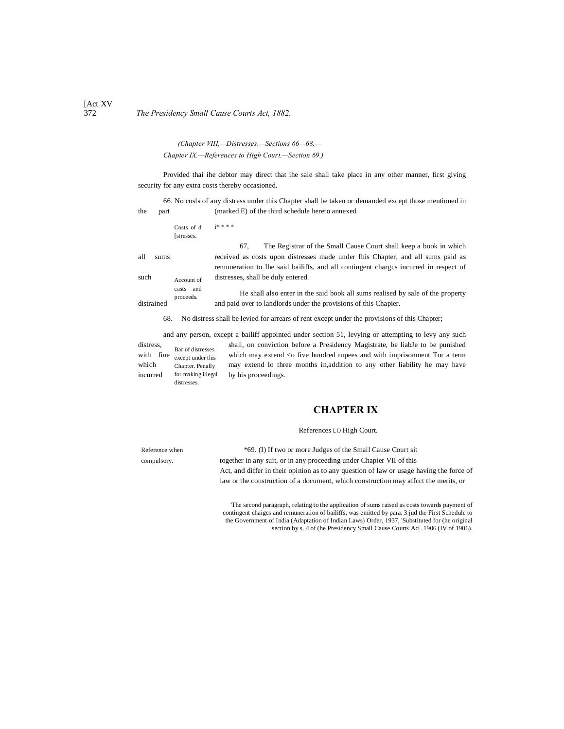(Chapter VIII,—Distresses.—Sections 66—68.—
Chapter IX.—References to High Court.—Section 69.)

Provided thai ihe debtor may direct that ihe sale shall take place in any other manner, first giving security for any extra costs thereby occasioned.

Costs of d [stresses.

66. No cosls of any distress under this Chapter shall be taken or demanded except those mentioned in the part (marked E) of the third schedule hereto annexed.

i* * * *

Account of casts and proceeds.

67. The Registrar of the Small Cause Court shall keep a book in which all sums received as costs upon distresses made under Ihis Chapter, and all sums paid as remuneration to Ihe said bailiffs, and all contingent chargcs incurred in respect of such distresses, shall be duly entered.

He shall also enter in the said book all sums realised by sale of the property distrained and paid over to landlords under the provisions of this Chapier.

Bar of distresses except under this Chapter. Penalty for making illegal distresses.

68. No distress shall be levied for arrears of rent except under the provisions of this Chapter;

and any person, except a bailiff appointed under section 51, levying or attempting to levy any such distress, shall, on conviction before a Presidency Magistrate, be liabJe to be punished with fine which may extend <o five hundred rupees and with imprisonment Tor a term which may extend lo three months in,addition to any other liability he may have incurred by his proceedings.

## CHAPTER IX

References LO High Court.

Reference when compulsory.

*69. (I) If two or more Judges of the Small Cause Court sit together in any suit, or in any proceeding under Chapier VII of this Act, and differ in their opinion as to any question of law or usage having the force of law or the construction of a document, which construction may affcct the merits, or

'The second paragraph, relating to the application of sums raised as costs towards payment of contingent chaigcs and remuneration of bailiffs, was emitted by para. 3 jud the First Schedule to the Government of India (Adaptation of Indian Laws) Order, 1937, 'Substituted for (he original section by s. 4 of (he Presidency Small Cause Courts Aci. 1906 (IV of 1906).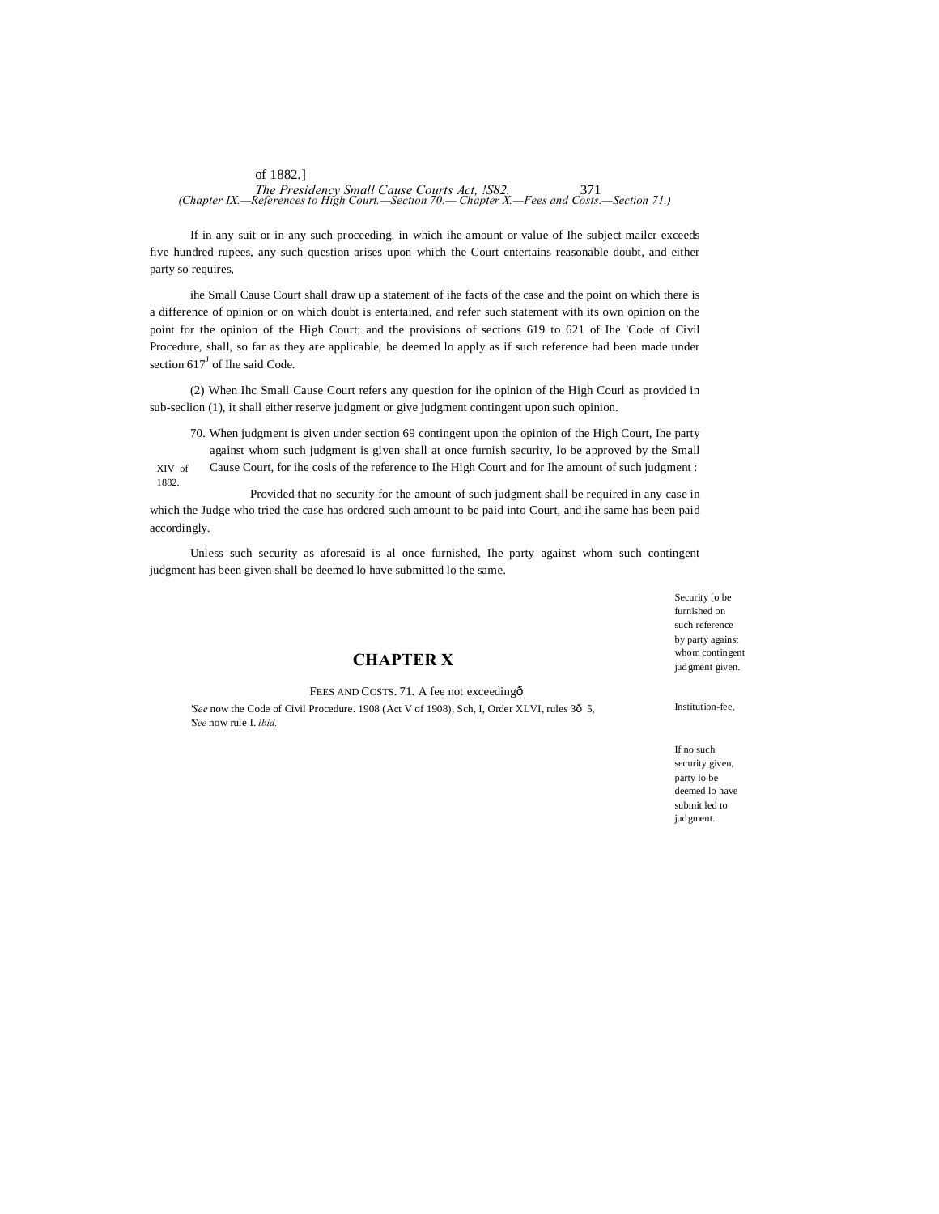If in any suit or in any such proceeding, in which ihe amount or value of Ihe subject-mailer exceeds five hundred rupees, any such question arises upon which the Court entertains reasonable doubt, and either party so requires,

ihe Small Cause Court shall draw up a statement of ihe facts of the case and the point on which there is a difference of opinion or on which doubt is entertained, and refer such statement with its own opinion on the point for the opinion of the High Court; and the provisions of sections 619 to 621 of Ihe 'Code of Civil Procedure, shall, so far as they are applicable, be deemed lo apply as if such reference had been made under section 617[J] of Ihe said Code.

(2) When Ihc Small Cause Court refers any question for ihe opinion of the High Courl as provided in sub-seclion (1), it shall either reserve judgment or give judgment contingent upon such opinion.

Security [o be furnished on such reference by party against whom contingent judgment given.

70. When judgment is given under section 69 contingent upon the opinion of the High Court, Ihe party against whom such judgment is given shall at once furnish security, lo be approved by the Small Cause Court, for ihe cosls of the reference to Ihe High Court and for Ihe amount of such judgment :

XIV of 1882.

Provided that no security for the amount of such judgment shall be required in any case in which the Judge who tried the case has ordered such amount to be paid into Court, and ihe same has been paid accordingly.

If no such security given, party lo be deemed lo have submit led to judgment.

Unless such security as aforesaid is al once furnished, Ihe party against whom such contingent judgment has been given shall be deemed lo have submitted lo the same.

## CHAPTER X

FEES AND COSTS.

Institution-fee,

71. A fee not exceedingð

---

'*See* now the Code of Civil Procedure. 1908 (Act V of 1908), Sch, I, Order XLVI, rules 3ð 5,

'*See* now rule I. *ibid.*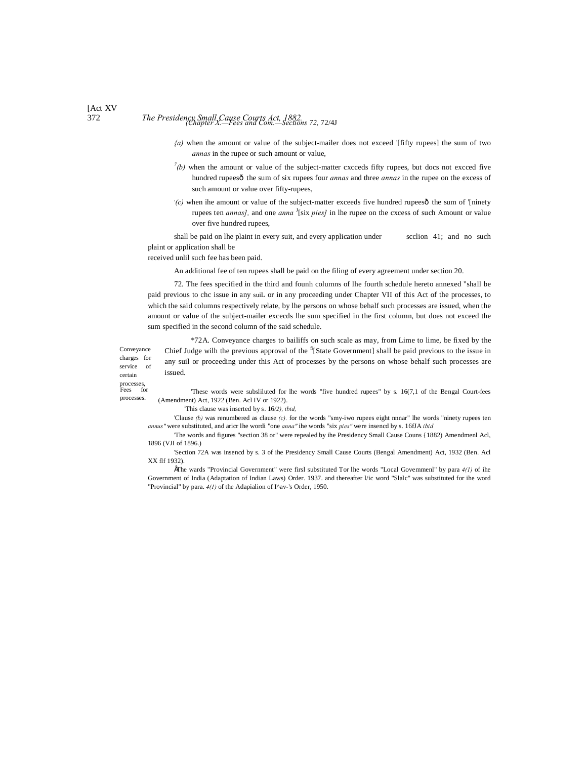(a) when the amount or value of the subject-mailer does not exceed '[fifty rupees] the sum of two *annas* in the rupee or such amount or value,

[7](b) when the amount or value of the subject-matter cxcceds fifty rupees, but docs not excced five hundred rupeesô the sum of six rupees four *annas* and three *annas* in the rupee on the excess of such amount or value over fifty-rupees,

'(c) when ihe amount or value of the subject-matter exceeds five hundred rupeesô the sum of '[ninety rupees ten *annas],* and one *anna* [J][six *pies]* in lhe rupee on the cxcess of such Amount or value over five hundred rupees,

shall be paid on lhe plaint in every suit, and every application under scclion 41; and no such plaint or application shall be received unlil such fee has been paid.

An additional fee of ten rupees shall be paid on the filing of every agreement under section 20.

Fees for processes.

72. The fees specified in the third and founh columns of lhe fourth schedule hereto annexed "shall be paid previous to chc issue in any suiL or in any proceeding under Chapter VII of this Act of the processes, to which the said columns respectively relate, by lhe persons on whose behalf such processes are issued, when the amount or value of the subject-mailer excecds lhe sum specified in the first column, but does not exceed the sum specified in the second column of the said schedule.

Conveyance charges for service of certain processes,

*72A. Conveyance charges to bailiffs on such scale as may, from Lime to lime, be fixed by the Chief Judge wilh the previous approval of the [fi][State Government] shall be paid previous to the issue in any suil or proceeding under this Act of processes by the persons on whose behalf such processes are issued.

'These words were subsliluted for lhe words "five hundred rupees" by s. 16(7,1 of the Bengal Court-fees (Amendment) Act, 1922 (Ben. Acl IV or 1922).

[I]This clause was inserted by s. 16*(2), ibid,*

'Clause *(b)* was renumbered as clause *(c).* for the words "smy-iwo rupees eight nnnar" lhe words "ninety rupees ten *annus"* were substituted, and aricr lhe wordi "one *anna"* ihe words "six *pies"* were insencd by s. 16fJA *ibid*

'The words and figures "section 38 or" were repealed by ihe Presidency Small Cause Couns {1882) Amendmenl Acl, 1896 (VJI of 1896.)

'Section 72A was insencd by s. 3 of ihe Presidency Small Cause Courts (Bengal Amendment) Act, 1932 (Ben. Acl XX flf 1932).

ÅThe wards "Provincial Government" were firsl substituted Tor lhe words "Local Govemmenl" by para *4(1)* of ihe Government of India (Adaptation of Indian Laws) Order. 1937. and thereafter l/ic word "Slalc" was substituted for ihe word "Provincial" by para. *4(1)* of the Adapialion of I^av-'s Order, 1950.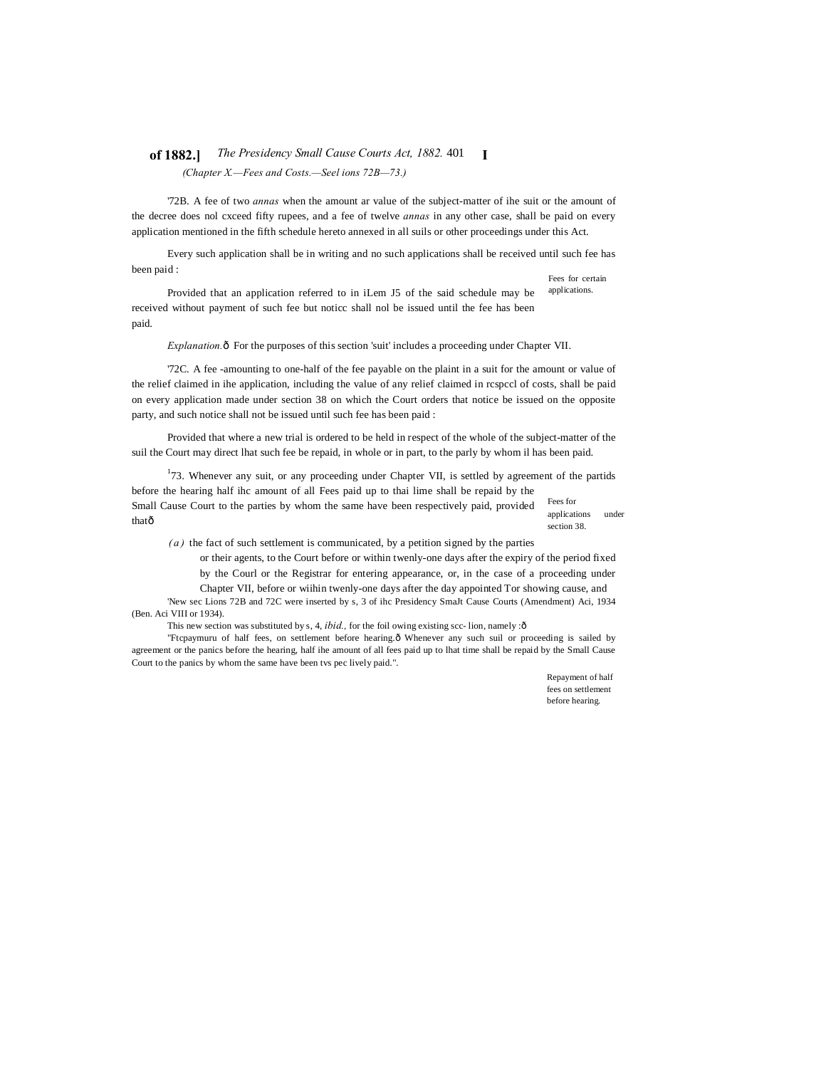(Chapter X.—Fees and Costs.—Seel ions 72B—73.)

'72B. A fee of two *annas* when the amount ar value of the subject-matter of ihe suit or the amount of the decree does nol cxceed fifty rupees, and a fee of twelve *annas* in any other case, shall be paid on every application mentioned in the fifth schedule hereto annexed in all suils or other proceedings under this Act.

Fees for certain applications.

Every such application shall be in writing and no such applications shall be received until such fee has been paid :

Provided that an application referred to in iLem J5 of the said schedule may be received without payment of such fee but noticc shall nol be issued until the fee has been paid.

*Explanation.*— For the purposes of this section 'suit' includes a proceeding under Chapter VII.

Fees for applications under section 38.

'72C. A fee -amounting to one-half of the fee payable on the plaint in a suit for the amount or value of the relief claimed in ihe application, including the value of any relief claimed in rcspccl of costs, shall be paid on every application made under section 38 on which the Court orders that notice be issued on the opposite party, and such notice shall not be issued until such fee has been paid :

Provided that where a new trial is ordered to be held in respect of the whole of the subject-matter of the suil the Court may direct lhat such fee be repaid, in whole or in part, to the parly by whom il has been paid.

Repayment of half fees on settlement before hearing.

[1]73. Whenever any suit, or any proceeding under Chapter VII, is settled by agreement of the partids before the hearing half ihc amount of all Fees paid up to thai lime shall be repaid by the Small Cause Court to the parties by whom the same have been respectively paid, provided that—

*(a)* the fact of such settlement is communicated, by a petition signed by the parties or their agents, to the Court before or within twenly-one days after the expiry of the period fixed by the Courl or the Registrar for entering appearance, or, in the case of a proceeding under Chapter VII, before or wiihin twenly-one days after the day appointed Tor showing cause, and

'New sec Lions 72B and 72C were inserted by s, 3 of ihc Presidency SmaJt Cause Courts (Amendment) Aci, 1934 (Ben. Aci VIII or 1934).

This new section was substituted by s, 4, *ibid.,* for the foil owing existing scc- lion, namely :—

"Ftcpaymuru of half fees, on settlement before hearing.— Whenever any such suil or proceeding is sailed by agreement or the panics before the hearing, half ihe amount of all fees paid up to lhat time shall be repaid by the Small Cause Court to the panics by whom the same have been tvs pec lively paid.".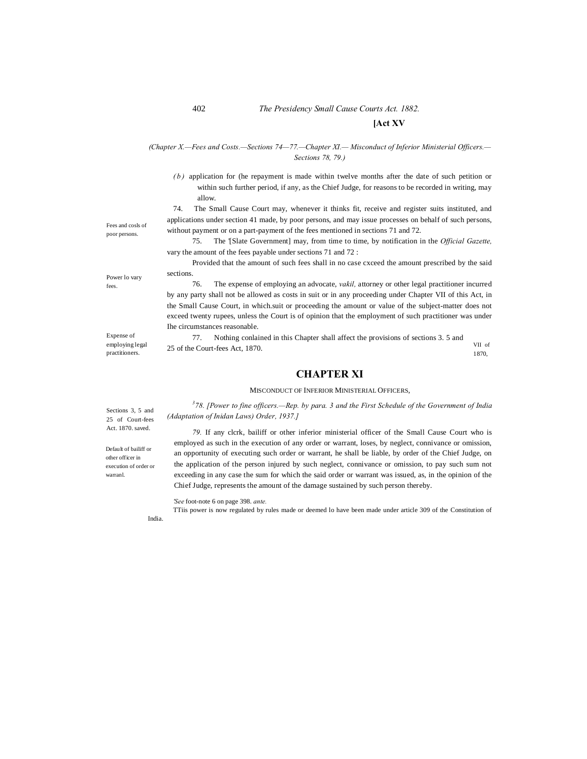(Chapter X.—Fees and Costs.—Sections 74—77.—Chapter XI.— Misconduct of Inferior Ministerial Officers.—Sections 78, 79.)

*(b)* application for (he repayment is made within twelve months after the date of such petition or within such further period, if any, as the Chief Judge, for reasons to be recorded in writing, may allow.

Fees and cosls of poor persons.

74. The Small Cause Court may, whenever it thinks fit, receive and register suits instituted, and applications under section 41 made, by poor persons, and may issue processes on behalf of such persons, without payment or on a part-payment of the fees mentioned in sections 71 and 72.

Power lo vary fees.

75. The [1][Slate Government] may, from time to time, by notification in the *Official Gazette,* vary the amount of the fees payable under sections 71 and 72 :

Provided that the amount of such fees shall in no case cxceed the amount prescribed by the said sections.

Expense of employing legal practitioners.

76. The expense of employing an advocate, *vakil,* attorney or other legal practitioner incurred by any party shall not be allowed as costs in suit or in any proceeding under Chapter VII of this Act, in the Small Cause Court, in which.suit or proceeding the amount or value of the subject-matter does not exceed twenty rupees, unless the Court is of opinion that the employment of such practitioner was under Ihe circumstances reasonable.

Sections 3, 5 and 25 of Court-fees Act. 1870. saved.

77. Nothing conlained in this Chapter shall affect the provisions of sections 3. 5 and 25 of the Court-fees Act, 1870. VII of 1870,

## CHAPTER XI

MISCONDUCT OF INFERIOR MINISTERIAL OFFICERS,

[3] *78. [Power to fine officers.—Rep. by para. 3 and the First Schedule of the Government of India (Adaptation of Inidan Laws) Order, 1937.]*

Default of bailiff or other officer in execution of order or warranl.

*79.* If any clcrk, bailiff or other inferior ministerial officer of the Small Cause Court who is employed as such in the execution of any order or warrant, loses, by neglect, connivance or omission, an opportunity of executing such order or warrant, he shall be liable, by order of the Chief Judge, on the application of the person injured by such neglect, connivance or omission, to pay such sum not exceeding in any case the sum for which the said order or warrant was issued, as, in the opinion of the Chief Judge, represents the amount of the damage sustained by such person thereby.

[1] *See* foot-note 6 on page 398. *ante.*

TTiis power is now regulated by rules made or deemed lo have been made under article 309 of the Constitution of India.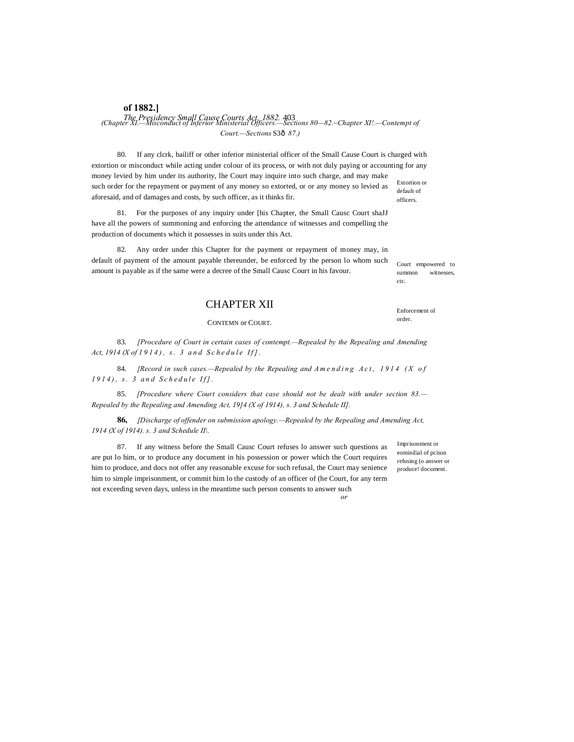(Chapter XI.—Misconduct of Inferior Ministerial Officers.—Sections 80—82.~Chapter XI!.—Contempt of Court.—Sections S3ð 87.)

80. If any clcrk, bailiff or other inferior ministerial officer of the Small Cause Court is charged with extortion or misconduct while acting under colour of its process, or with not duly paying or accounting for any money levied by him under its authority, lhe Court may inquire into such charge, and may make such order for the repayment or payment of any money so extorted, or or any money so levied as aforesaid, and of damages and costs, by such officer, as it thinks fir.

Extortion or default of officers.

81. For the purposes of any inquiry under [his Chapter, the Small Causc Court shaJJ have all the powers of summoning and enforcing the attendance of witnesses and compelling the production of documents which it possesses in suits under this Act.

Court empowered to summon witnesses, ctc.

82. Any order under this Chapter for the payment or repayment of money may, in default of payment of the amount payable thereunder, be enforced by the person lo whom such amount is payable as if the same were a decree of the Small Causc Court in his favour.

Enforcement ol order.

## CHAPTER XII

### CONTEMN or COURT.

83. *[Procedure of Court in certain cases of contempt.—Repealed by the Repealing and Amending Act, 1914 (X of 1914), s. 3 and Schedule If].*

84. *[Record in such cases.—Repealed by the Repealing and Amending Act, 1914 (X of 1914), s. 3 and Schedule If].*

85. *[Procedure where Court considers that case should not be dealt with under section 83.—Repealed by the Repealing and Amending Act, 19]4 (X of 1914), s. 3 and Schedule II].*

**86,** *[Discharge of offender on submission apology.—Repealed by the Repealing and Amending Act, 1914 (X of 1914). s. 3 and Schedule II\.*

Imprisonment or eominilial of pcison refusing (o answer or produce! document.

87. If any witness before the Small Causc Court refuses lo answer such questions as are put lo him, or to produce any document in his possession or power which the Court requires him to produce, and docs not offer any reasonable excuse for such refusal, the Court may senience him to simple imprisonment, or commit him lo the custody of an officer of (he Court, for any term not exceeding seven days, unless in the meantime such person consents to answer such *or*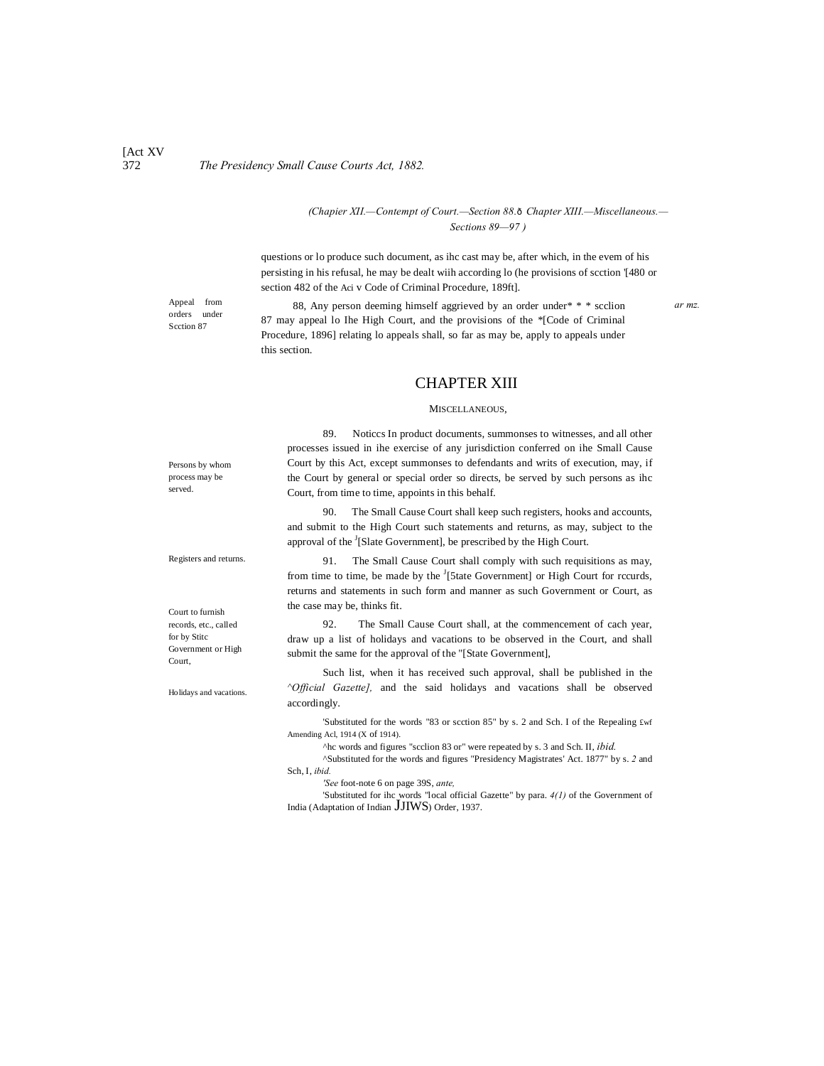*(Chapier XII.—Contempt of Court.—Section 88.ð Chapter XIII.—Miscellaneous.—Sections 89—97 )*

questions or lo produce such document, as ihc cast may be, after which, in the evem of his persisting in his refusal, he may be dealt wiih according lo (he provisions of scction '[480 or section 482 of the Aci v Code of Criminal Procedure, 189ft].

Appeal from orders under Scction 87

88, Any person deeming himself aggrieved by an order under* * * scclion 87 may appeal lo Ihe High Court, and the provisions of the *[Code of Criminal Procedure, 1896] relating lo appeals shall, so far as may be, apply to appeals under this section.

*ar mz.*

# CHAPTER XIII

## MISCELLANEOUS,

Persons by whom process may be served.

89. Noticcs In product documents, summonses to witnesses, and all other processes issued in ihe exercise of any jurisdiction conferred on ihe Small Cause Court by this Act, except summonses to defendants and writs of execution, may, if the Court by general or special order so directs, be served by such persons as ihc Court, from time to time, appoints in this behalf.

Registers and returns.

90. The Small Cause Court shall keep such registers, hooks and accounts, and submit to the High Court such statements and returns, as may, subject to the approval of the [J][Slate Government], be prescribed by the High Court.

Court to furnish records, etc., called for by Stitc Government or High Court,

91. The Small Cause Court shall comply with such requisitions as may, from time to time, be made by the [J][5tate Government] or High Court for rccurds, returns and statements in such form and manner as such Government or Court, as the case may be, thinks fit.

Holidays and vacations.

92. The Small Cause Court shall, at the commencement of cach year, draw up a list of holidays and vacations to be observed in the Court, and shall submit the same for the approval of the "[State Government],

Such list, when it has received such approval, shall be published in the ^*Official Gazette],* and the said holidays and vacations shall be observed accordingly.

'Substituted for the words "83 or scction 85" by s. 2 and Sch. I of the Repealing £wf Amending Acl, 1914 (X of 1914).

^hc words and figures "scclion 83 or" were repeated by s. 3 and Sch. II, *ibid.*

^Substituted for the words and figures "Presidency Magistrates' Act. 1877" by s. *2* and Sch, I, *ibid.*

*'See* foot-note 6 on page 39S, *ante,*

'Substituted for ihc words "local official Gazette" by para. *4(1)* of the Government of India (Adaptation of Indian JJIWS) Order, 1937.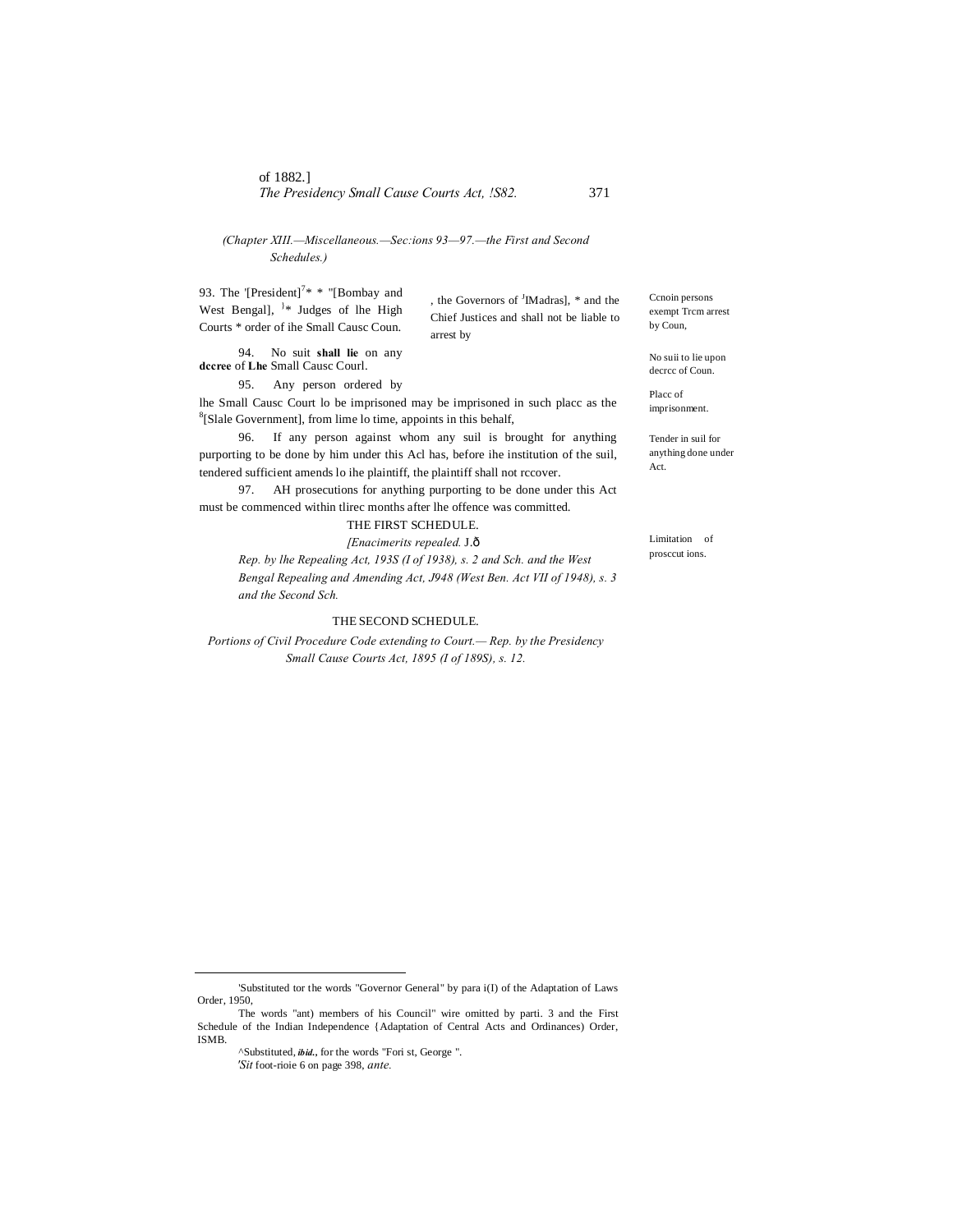*(Chapter XIII.—Miscellaneous.—Sec:ions 93—97.—the First and Second Schedules.)*

Ccnoin persons exempt Trcm arrest by Coun,

93. The '[President][7]* * "[Bombay and West Bengal], [}]* Judges of lhe High Courts * order of ihe Small Causc Coun. , the Governors of [J]IMadras], * and the Chief Justices and shall not be liable to arrest by

No suii to lie upon decrcc of Coun.

94. No suit **shall lie** on any **dccree** of **Lhe** Small Causc Courl.

Placc of imprisonment.

95. Any person ordered by lhe Small Causc Court lo be imprisoned may be imprisoned in such placc as the [8][Slale Government], from lime lo time, appoints in this behalf,

Tender in suil for anything done under Act.

96. If any person against whom any suil is brought for anything purporting to be done by him under this Acl has, before ihe institution of the suil, tendered sufficient amends lo ihe plaintiff, the plaintiff shall not rccover.

Limitation of prosccut ions.

97. AH prosecutions for anything purporting to be done under this Act must be commenced within tlirec months after lhe offence was committed.

THE FIRST SCHEDULE.

*[Enacimerits repealed.* J.ð

*Rep. by lhe Repealing Act, 193S (I of 1938), s. 2 and Sch. and the West Bengal Repealing and Amending Act, J948 (West Ben. Act VII of 1948), s. 3 and the Second Sch.*

THE SECOND SCHEDULE.

*Portions of Civil Procedure Code extending to Court.— Rep. by the Presidency Small Cause Courts Act, 1895 (I of 189S), s. 12.*

---

'Substituted tor the words "Governor General" by para i(I) of the Adaptation of Laws Order, 1950,

The words "ant) members of his Council" wire omitted by parti. 3 and the First Schedule of the Indian Independence {Adaptation of Central Acts and Ordinances) Order, ISMB.

^Substituted, ***ibid.***, for the words "Fori st, George ".

*'Sit* foot-rioie 6 on page 398, *ante.*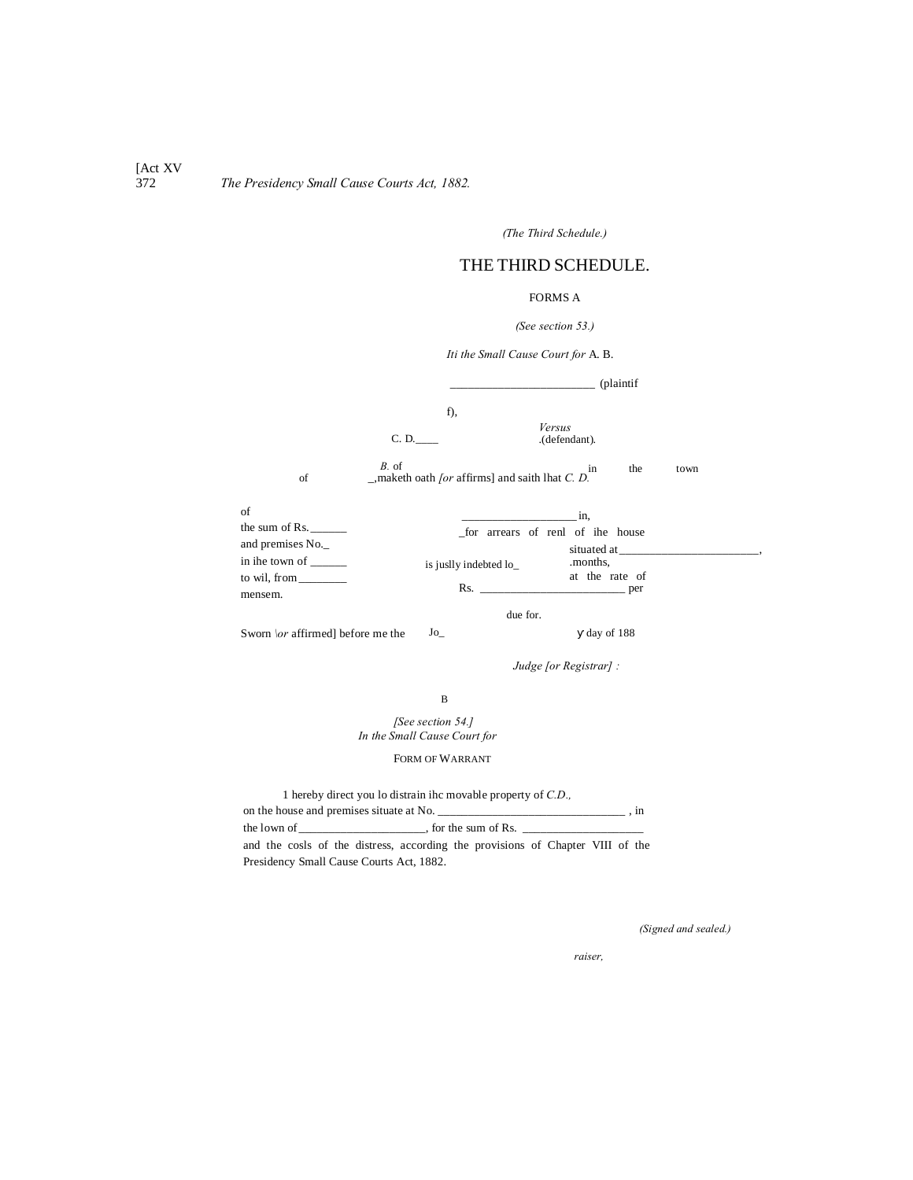*(The Third Schedule.)*

# THE THIRD SCHEDULE.

## FORMS A

*(See section 53.)*

*Iti the Small Cause Court for* A. B.

________________________ (plaintiff),

*Versus*

C. D.____ .(defendant).

*B.* of _,maketh oath *[or* affirms] and saith lhat *C. D.* of in the town of ___________________ in, is juslly indebted lo_ the sum of Rs.______ _for arrears of renl of ihe house and premises No._ situated at________________________, in ihe town of ______ .months, to wil, from________ at the rate of Rs. ________________________ per mensem. due for.

Sworn |*or* affirmed] before me the Jo_ y day of 188

*Judge [or Registrar] :*

## B

*[See section 54.]*

*In the Small Cause Court for*

FORM OF WARRANT

1 hereby direct you lo distrain ihc movable property of *C.D.,* on the house and premises situate at No. _______________________________ , in the lown of _____________________, for the sum of Rs. ___________________ and the cosls of the distress, according the provisions of Chapter VIII of the Presidency Small Cause Courts Act, 1882.

*(Signed and sealed.)*

*raiser,*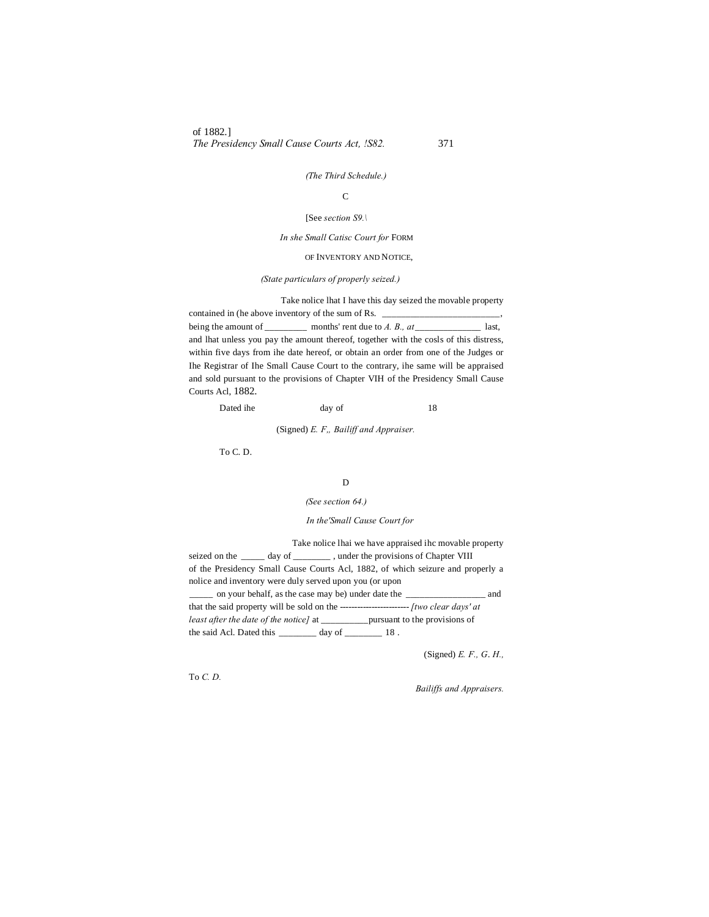*(The Third Schedule.)*

C

[See *section S9.\*

*In she Small Catisc Court for* FORM

OF INVENTORY AND NOTICE,

*(State particulars of properly seized.)*

Take nolice lhat I have this day seized the movable property contained in (he above inventory of the sum of Rs. _________________________, being the amount of _________ months' rent due to *A. B., at* ______________ last, and lhat unless you pay the amount thereof, together with the cosls of this distress, within five days from ihe date hereof, or obtain an order from one of the Judges or Ihe Registrar of Ihe Small Cause Court to the contrary, ihe same will be appraised and sold pursuant to the provisions of Chapter VIH of the Presidency Small Cause Courts Acl, 1882.

Dated ihe day of 18

(Signed) *E. F,, Bailiff and Appraiser.*

To C. D.

D

*(See section 64.)*

*In the'Small Cause Court for*

Take nolice lhai we have appraised ihc movable property seized on the _____ day of ________ , under the provisions of Chapter VIII of the Presidency Small Cause Courts Acl, 1882, of which seizure and properly a nolice and inventory were duly served upon you (or upon _____ on your behalf, as the case may be) under date the _________________ and that the said property will be sold on the ------------------------ *[two clear days' at least after the date of the notice]* at __________pursuant to the provisions of the said Acl. Dated this ________ day of ________ 18 .

(Signed) *E. F., G. H.,*

To *C. D.*

*Bailiffs and Appraisers.*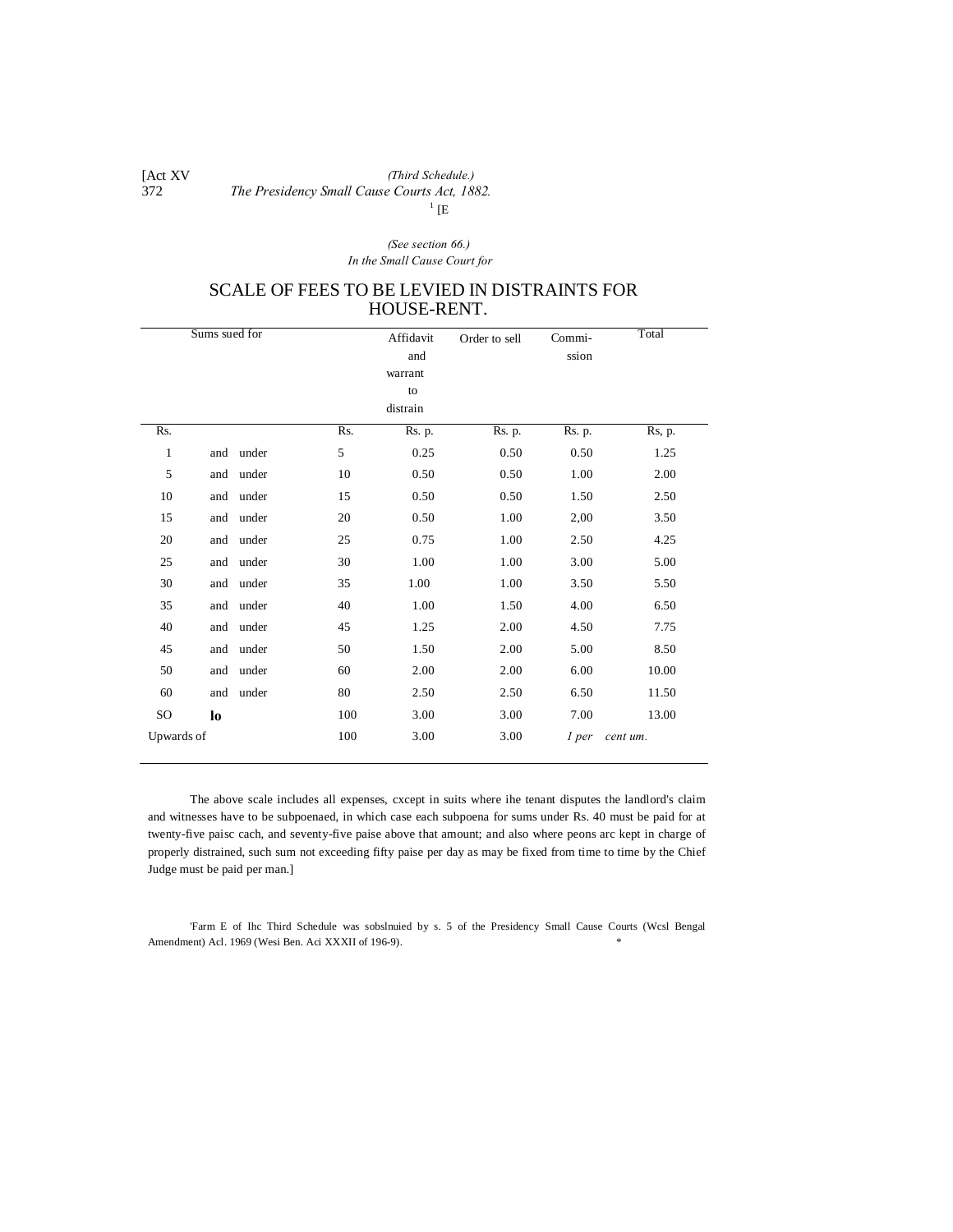(Third Schedule.)

[1] [E

(See section 66.)

In the Small Cause Court for

## SCALE OF FEES TO BE LEVIED IN DISTRAINTS FOR HOUSE-RENT.

| Sums sued for | | | Affidavit and warrant to distrain | Order to sell | Commi-ssion | Total |
|---|---|---|---|---|---|---|
| Rs. | | Rs. | Rs. p. | Rs. p. | Rs. p. | Rs, p. |
| 1 | and under | 5 | 0.25 | 0.50 | 0.50 | 1.25 |
| 5 | and under | 10 | 0.50 | 0.50 | 1.00 | 2.00 |
| 10 | and under | 15 | 0.50 | 0.50 | 1.50 | 2.50 |
| 15 | and under | 20 | 0.50 | 1.00 | 2,00 | 3.50 |
| 20 | and under | 25 | 0.75 | 1.00 | 2.50 | 4.25 |
| 25 | and under | 30 | 1.00 | 1.00 | 3.00 | 5.00 |
| 30 | and under | 35 | 1.00 | 1.00 | 3.50 | 5.50 |
| 35 | and under | 40 | 1.00 | 1.50 | 4.00 | 6.50 |
| 40 | and under | 45 | 1.25 | 2.00 | 4.50 | 7.75 |
| 45 | and under | 50 | 1.50 | 2.00 | 5.00 | 8.50 |
| 50 | and under | 60 | 2.00 | 2.00 | 6.00 | 10.00 |
| 60 | and under | 80 | 2.50 | 2.50 | 6.50 | 11.50 |
| SO | **lo** | 100 | 3.00 | 3.00 | 7.00 | 13.00 |
| Upwards of | | 100 | 3.00 | 3.00 | *1 per cent um.* | |

The above scale includes all expenses, cxcept in suits where ihe tenant disputes the landlord's claim and witnesses have to be subpoenaed, in which case each subpoena for sums under Rs. 40 must be paid for at twenty-five paisc cach, and seventy-five paise above that amount; and also where peons arc kept in charge of properly distrained, such sum not exceeding fifty paise per day as may be fixed from time to time by the Chief Judge must be paid per man.]

'Farm E of Ihc Third Schedule was sobslnuied by s. 5 of the Presidency Small Cause Courts (Wcsl Bengal Amendment) Acl. 1969 (Wesi Ben. Aci XXXII of 196-9).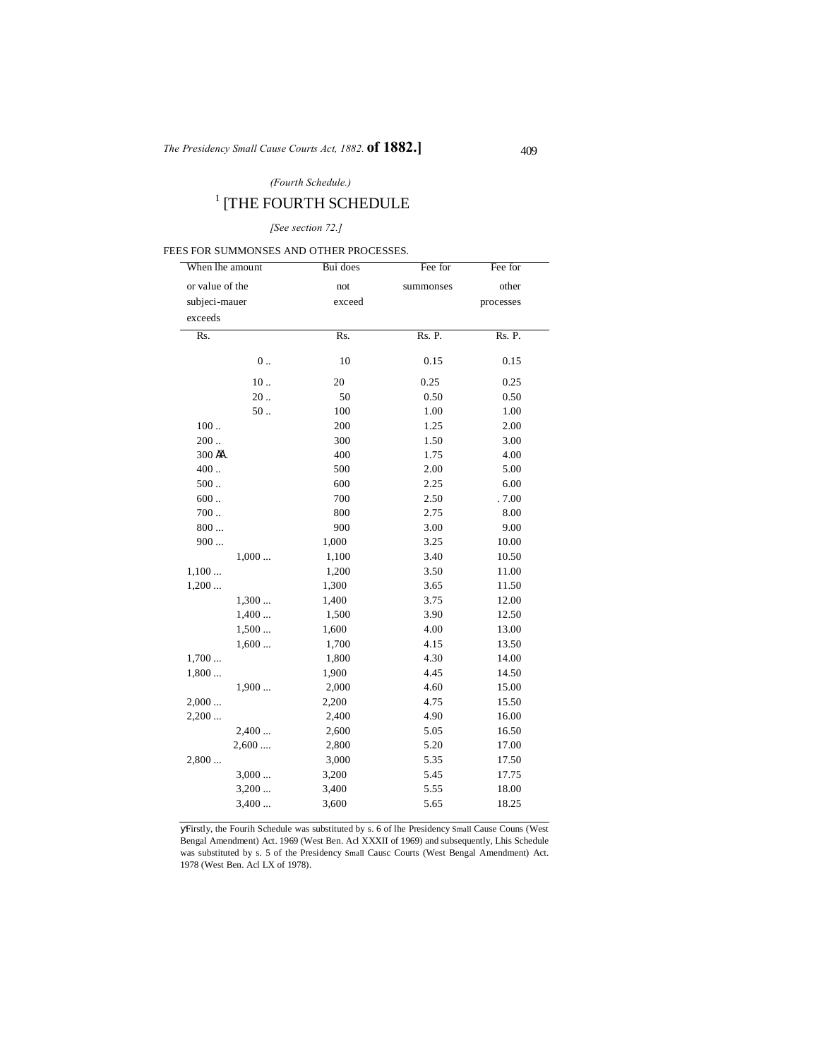(Fourth Schedule.)

# [1] [THE FOURTH SCHEDULE

[See section 72.]

FEES FOR SUMMONSES AND OTHER PROCESSES.

| When lhe amount or value of the subjeci-mauer exceeds | Bui does not exceed | Fee for summonses | Fee for other processes |
|---|---|---|---|
| Rs. | Rs. | Rs. P. | Rs. P. |
| 0 .. | 10 | 0.15 | 0.15 |
| 10 .. | 20 | 0.25 | 0.25 |
| 20 .. | 50 | 0.50 | 0.50 |
| 50 .. | 100 | 1.00 | 1.00 |
| 100 .. | 200 | 1.25 | 2.00 |
| 200 .. | 300 | 1.50 | 3.00 |
| 300 ÀÀ. | 400 | 1.75 | 4.00 |
| 400 .. | 500 | 2.00 | 5.00 |
| 500 .. | 600 | 2.25 | 6.00 |
| 600 .. | 700 | 2.50 | . 7.00 |
| 700 .. | 800 | 2.75 | 8.00 |
| 800 ... | 900 | 3.00 | 9.00 |
| 900 ... | 1,000 | 3.25 | 10.00 |
| 1,000 ... | 1,100 | 3.40 | 10.50 |
| 1,100 ... | 1,200 | 3.50 | 11.00 |
| 1,200 ... | 1,300 | 3.65 | 11.50 |
| 1,300 ... | 1,400 | 3.75 | 12.00 |
| 1,400 ... | 1,500 | 3.90 | 12.50 |
| 1,500 ... | 1,600 | 4.00 | 13.00 |
| 1,600 ... | 1,700 | 4.15 | 13.50 |
| 1,700 ... | 1,800 | 4.30 | 14.00 |
| 1,800 ... | 1,900 | 4.45 | 14.50 |
| 1,900 ... | 2,000 | 4.60 | 15.00 |
| 2,000 ... | 2,200 | 4.75 | 15.50 |
| 2,200 ... | 2,400 | 4.90 | 16.00 |
| 2,400 ... | 2,600 | 5.05 | 16.50 |
| 2,600 .... | 2,800 | 5.20 | 17.00 |
| 2,800 ... | 3,000 | 5.35 | 17.50 |
| 3,000 ... | 3,200 | 5.45 | 17.75 |
| 3,200 ... | 3,400 | 5.55 | 18.00 |
| 3,400 ... | 3,600 | 5.65 | 18.25 |

[1] Firstly, the Fourih Schedule was substituted by s. 6 of lhe Presidency Small Cause Couns (West Bengal Amendment) Act. 1969 (West Ben. Acl XXXII of 1969) and subsequently, Lhis Schedule was substituted by s. 5 of the Presidency Small Causc Courts (West Bengal Amendment) Act. 1978 (West Ben. Acl LX of 1978).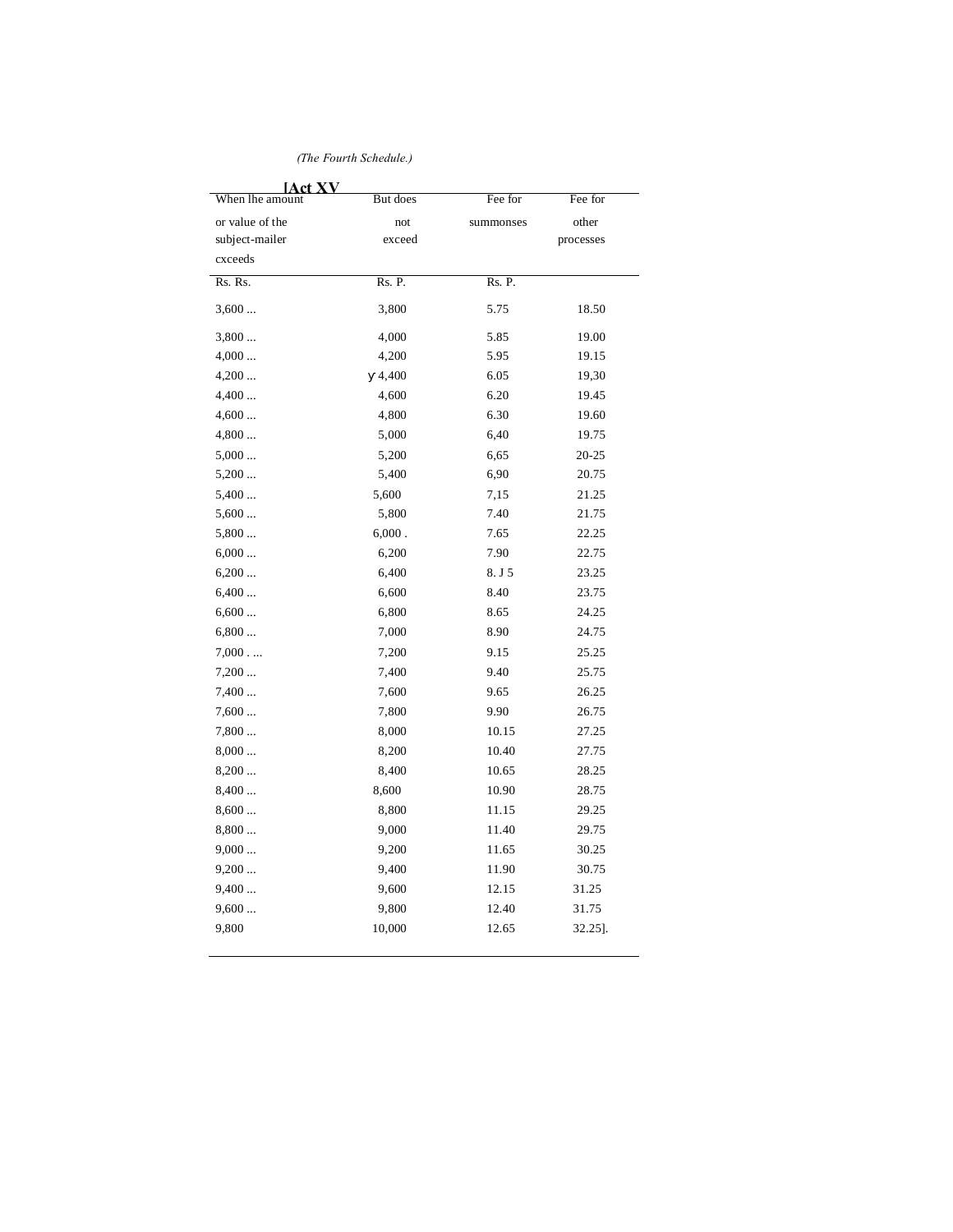*(The Fourth Schedule.)*

**[Act XV**

| When lhe amount or value of the subject-mailer cxceeds | But does not exceed | Fee for summonses | Fee for other processes |
|---|---|---|---|
| Rs. Rs. | Rs. P. | Rs. P. | |
| 3,600 ... | 3,800 | 5.75 | 18.50 |
| 3,800 ... | 4,000 | 5.85 | 19.00 |
| 4,000 ... | 4,200 | 5.95 | 19.15 |
| 4,200 ... | y 4,400 | 6.05 | 19,30 |
| 4,400 ... | 4,600 | 6.20 | 19.45 |
| 4,600 ... | 4,800 | 6.30 | 19.60 |
| 4,800 ... | 5,000 | 6,40 | 19.75 |
| 5,000 ... | 5,200 | 6,65 | 20-25 |
| 5,200 ... | 5,400 | 6,90 | 20.75 |
| 5,400 ... | 5,600 | 7,15 | 21.25 |
| 5,600 ... | 5,800 | 7.40 | 21.75 |
| 5,800 ... | 6,000 . | 7.65 | 22.25 |
| 6,000 ... | 6,200 | 7.90 | 22.75 |
| 6,200 ... | 6,400 | 8. J 5 | 23.25 |
| 6,400 ... | 6,600 | 8.40 | 23.75 |
| 6,600 ... | 6,800 | 8.65 | 24.25 |
| 6,800 ... | 7,000 | 8.90 | 24.75 |
| 7,000 . ... | 7,200 | 9.15 | 25.25 |
| 7,200 ... | 7,400 | 9.40 | 25.75 |
| 7,400 ... | 7,600 | 9.65 | 26.25 |
| 7,600 ... | 7,800 | 9.90 | 26.75 |
| 7,800 ... | 8,000 | 10.15 | 27.25 |
| 8,000 ... | 8,200 | 10.40 | 27.75 |
| 8,200 ... | 8,400 | 10.65 | 28.25 |
| 8,400 ... | 8,600 | 10.90 | 28.75 |
| 8,600 ... | 8,800 | 11.15 | 29.25 |
| 8,800 ... | 9,000 | 11.40 | 29.75 |
| 9,000 ... | 9,200 | 11.65 | 30.25 |
| 9,200 ... | 9,400 | 11.90 | 30.75 |
| 9,400 ... | 9,600 | 12.15 | 31.25 |
| 9,600 ... | 9,800 | 12.40 | 31.75 |
| 9,800 | 10,000 | 12.65 | 32.25]. |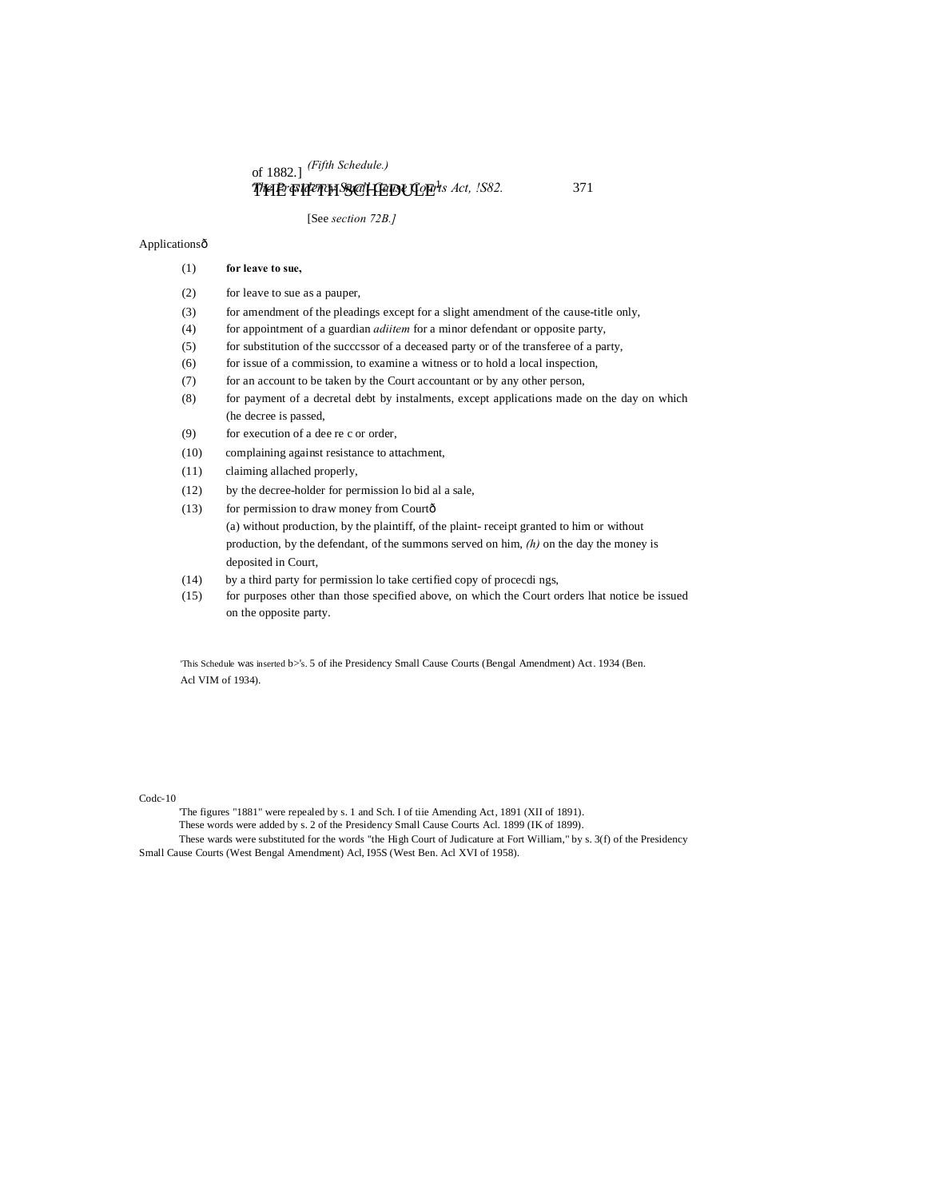# THE FIFTH SCHEDULE[1]

(Fifth Schedule.)

[See *section 72B.]*

Applicationsð

(1) **for leave to sue,**

(2) for leave to sue as a pauper,

(3) for amendment of the pleadings except for a slight amendment of the cause-title only,

(4) for appointment of a guardian *adiitem* for a minor defendant or opposite party,

(5) for substitution of the succcssor of a deceased party or of the transferee of a party,

(6) for issue of a commission, to examine a witness or to hold a local inspection,

(7) for an account to be taken by the Court accountant or by any other person,

(8) for payment of a decretal debt by instalments, except applications made on the day on which (he decree is passed,

(9) for execution of a dee re c or order,

(10) complaining against resistance to attachment,

(11) claiming allached properly,

(12) by the decree-holder for permission lo bid al a sale,

(13) for permission to draw money from Courtð

(a) without production, by the plaintiff, of the plaint- receipt granted to him or without production, by the defendant, of the summons served on him, *(h)* on the day the money is deposited in Court,

(14) by a third party for permission lo take certified copy of procecdi ngs,

(15) for purposes other than those specified above, on which the Court orders lhat notice be issued on the opposite party.

[1]This Schedule was inserted b>'s. 5 of ihe Presidency Small Cause Courts (Bengal Amendment) Act. 1934 (Ben. Acl VIM of 1934).

'The figures "1881" were repealed by s. 1 and Sch. I of tiie Amending Act, 1891 (XII of 1891).

These words were added by s. 2 of the Presidency Small Cause Courts Acl. 1899 (IK of 1899).

These wards were substituted for the words "the High Court of Judicature at Fort William," by s. 3(f) of the Presidency Small Cause Courts (West Bengal Amendment) Acl, I95S (West Ben. Acl XVI of 1958).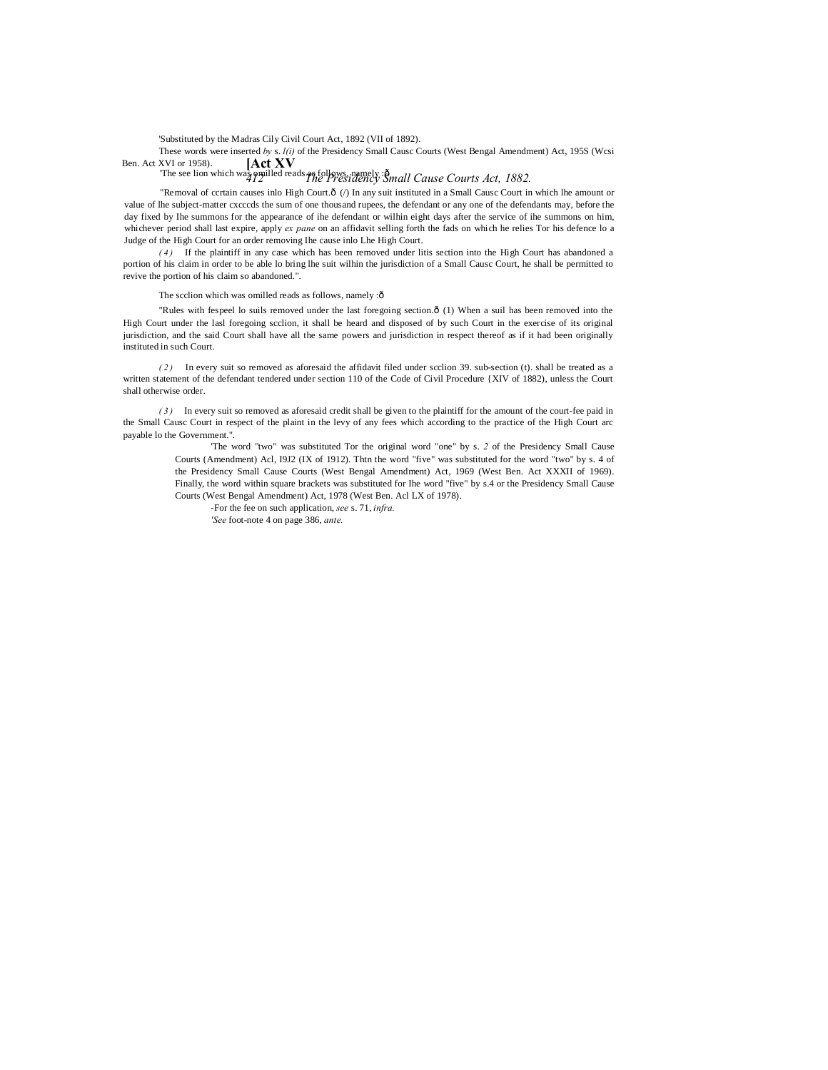'Substituted by the Madras Cily Civil Court Act, 1892 (VII of 1892).

These words were inserted *by* s. *l(i)* of the Presidency Small Causc Courts (West Bengal Amendment) Act, 195S (Wcsi Ben. Act XVI or 1958).

'The see lion which was omilled reads as follows, namely :ð

"Removal of ccrtain causes inlo High Court.ð (/) In any suit instituted in a Small Causc Court in which lhe amount or value of lhe subject-matter cxcccds the sum of one thousand rupees, the defendant or any one of the defendants may, before the day fixed by Ihe summons for the appearance of ihe defendant or wilhin eight days after the service of ihe summons on him, whichever period shall last expire, apply *ex pane* on an affidavit selling forth the fads on which he relies Tor his defence lo a Judge of the High Court for an order removing Ihe cause inlo Lhe High Court.

*(4)* If the plaintiff in any case which has been removed under litis section into the High Court has abandoned a portion of his claim in order to be able lo bring lhe suit wilhin the jurisdiction of a Small Causc Court, he shall be permitted to revive the portion of his claim so abandoned.".

The scclion which was omilled reads as follows, namely :ð

"Rules with fespeel lo suils removed under the last foregoing section.ð (1) When a suil has been removed into the High Court under the lasl foregoing scclion, it shall be heard and disposed of by such Court in the exercise of its original jurisdiction, and the said Court shall have all the same powers and jurisdiction in respect thereof as if it had been originally instituted in such Court.

*(2)* In every suit so removed as aforesaid the affidavit filed under scclion 39. sub-section (t). shall be treated as a written statement of the defendant tendered under section 110 of the Code of Civil Procedure {XIV of 1882), unless the Court shall otherwise order.

*(3)* In every suit so removed as aforesaid credit shall be given to the plaintiff for the amount of the court-fee paid in the Small Causc Court in respect of the plaint in the levy of any fees which according to the practice of the High Court arc payable lo the Government.".

'The word "two" was substituted Tor the original word "one" by s. *2* of the Presidency Small Cause Courts (Amendment) Acl, I9J2 (IX of 1912). Thtn the word "five" was substituted for the word "two" by s. 4 of the Presidency Small Cause Courts (West Bengal Amendment) Act, 1969 (West Ben. Act XXXII of 1969). Finally, the word within square brackets was substituted for Ihe word "five" by s.4 or the Presidency Small Cause Courts (West Bengal Amendment) Act, 1978 (West Ben. Acl LX of 1978).

-For the fee on such application, *see* s. 71, *infra.*

*'See* foot-note 4 on page 386, *ante.*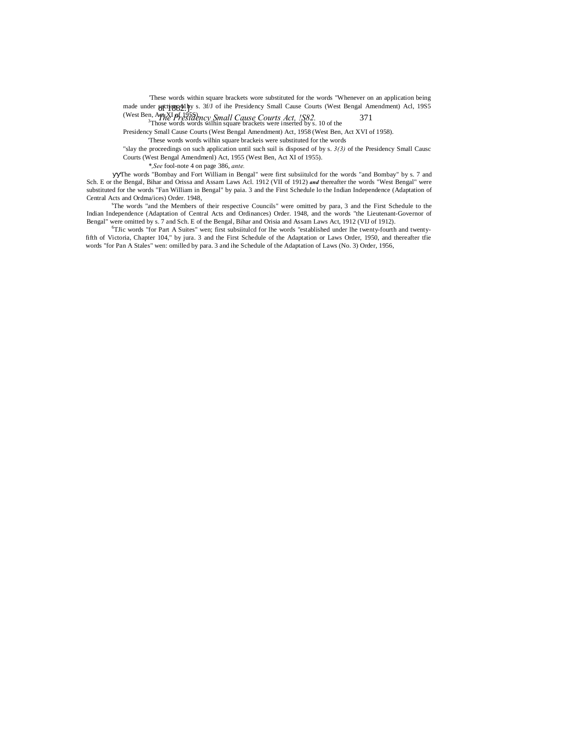'These words within square brackets wore substituted for the words "Whenever on an application being made under section 21 by s. 3f/J of ihe Presidency Small Cause Courts (West Bengal Amendment) Acl, 19S5 (West Ben, Act XI of 1955).

[3]Those words words wilhin square brackets were inserted by s. 10 of the Presidency Small Cause Courts (West Bengal Amendment) Act, 1958 (West Ben, Act XVI of 1958).

'These words words wilhin square brackeis were substituted for the words "slay the proceedings on such application until such suil is disposed of by s. *3(3)* of the Presidency Small Causc Courts (West Bengal Amendmenl) Act, 1955 (West Ben, Act XI of 1955).

*,*See* fool-note 4 on page 386, *ante.*

yyThe words "Bombay and Fort William in Bengal" were first subsiitulcd for the words "and Bombay" by s. 7 and Sch. E or the Bengal, Bihar and Orissa and Assam Laws Acl. 1912 (VII of 1912) ***and*** thereafter the words "West Bengal" were substituted for the words "Fan William in Bengal" by paia. 3 and the First Schedule lo the Indian Independence (Adaptation of Central Acts and Ordma/ices) Order. 1948,

[s]The words "and the Members of their respective Councils" were omitted by para, 3 and the First Schedule to the Indian Independence (Adaptation of Central Acts and Ordinances) Order. 1948, and the words "the Lieutenant-Governor of Bengal" were omitted by s. 7 and Sch. E of the Bengal, Bihar and Orisia and Assam Laws Act, 1912 (VIJ of 1912).

[6]TJic words "for Part A Suites" wen; first subsiitulcd for lhe words "established under lhe twenty-fourth and twenty-fifth of Victoria, Chapter 104," by jura. 3 and the First Schedule of the Adaptation or Laws Order, 1950, and thereafter tfie words "for Pan A Stales" wen: omilled by para. 3 and ihe Schedule of the Adaptation of Laws (No. 3) Order, 1956,